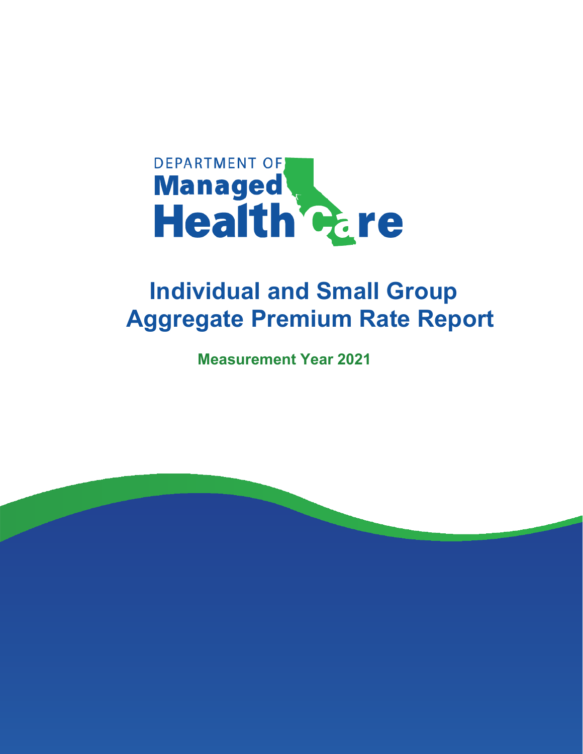DEPARTMENT OF Managed Health Care

# Individual and Small Group Aggregate Premium Rate Report

**Measurement Year 2021**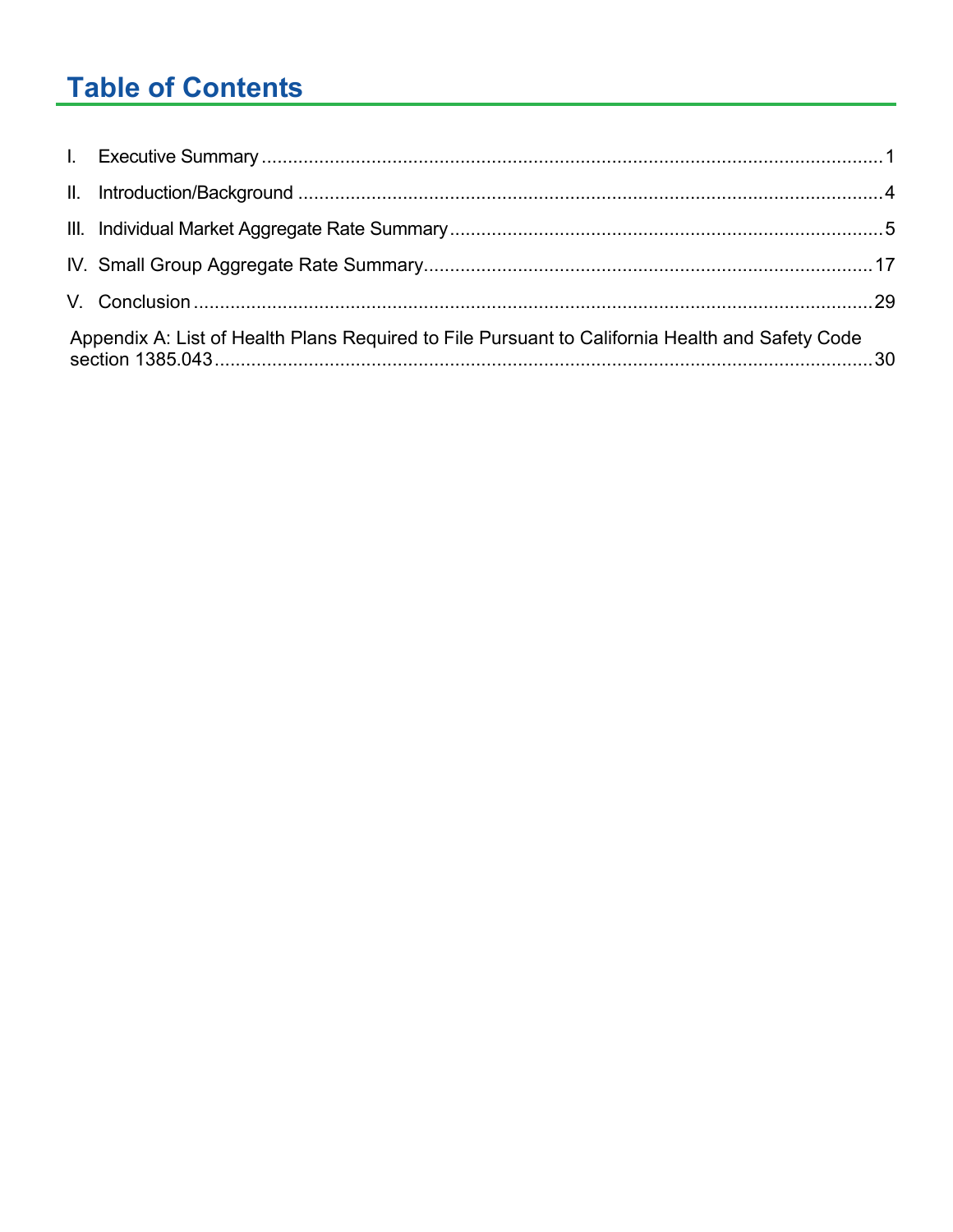# Table of Contents

I. Executive Summary ..... 1

II. Introduction/Background ..... 4

III. Individual Market Aggregate Rate Summary ..... 5

IV. Small Group Aggregate Rate Summary ..... 17

V. Conclusion ..... 29

Appendix A: List of Health Plans Required to File Pursuant to California Health and Safety Code section 1385.043 ..... 30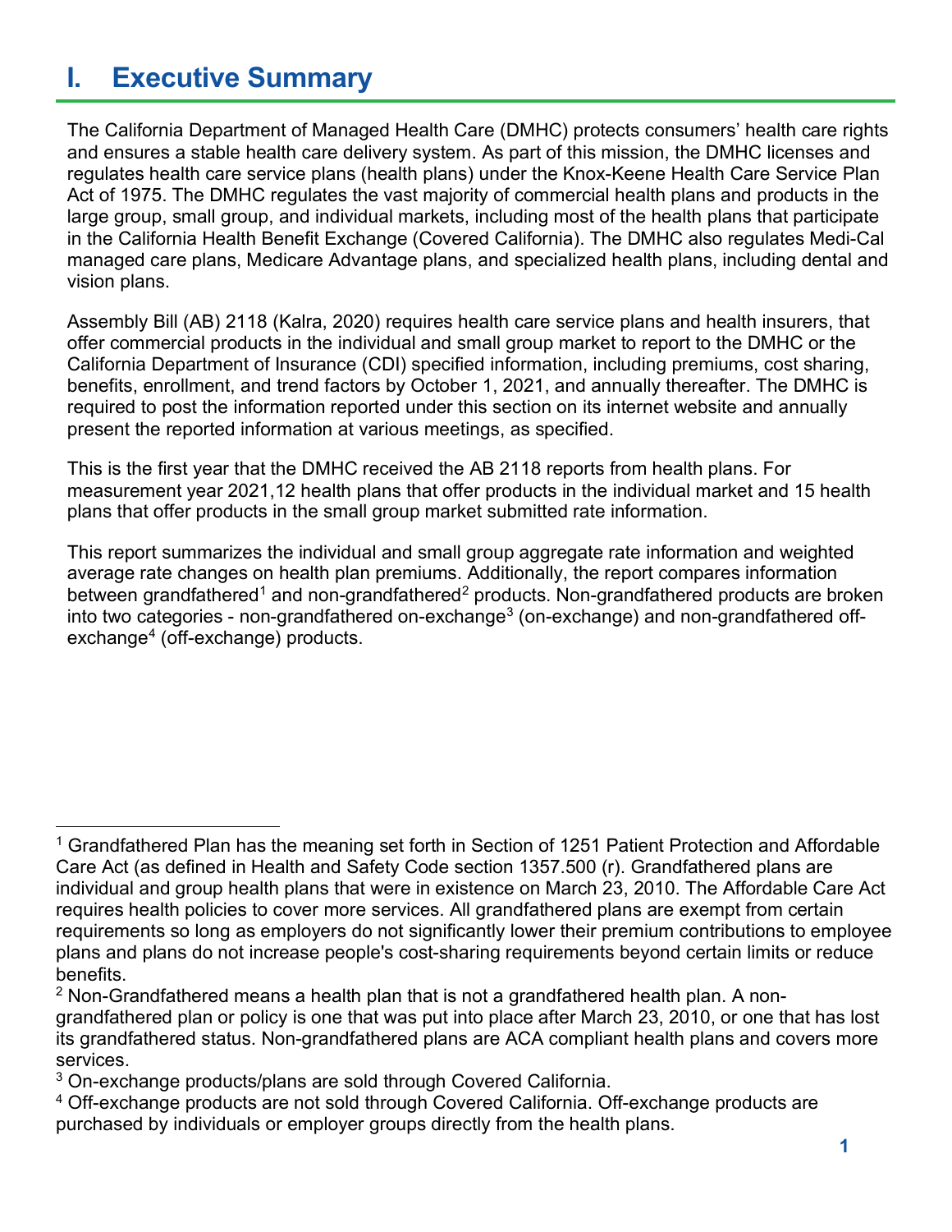# I. Executive Summary

The California Department of Managed Health Care (DMHC) protects consumers' health care rights and ensures a stable health care delivery system. As part of this mission, the DMHC licenses and regulates health care service plans (health plans) under the Knox-Keene Health Care Service Plan Act of 1975. The DMHC regulates the vast majority of commercial health plans and products in the large group, small group, and individual markets, including most of the health plans that participate in the California Health Benefit Exchange (Covered California). The DMHC also regulates Medi-Cal managed care plans, Medicare Advantage plans, and specialized health plans, including dental and vision plans.

Assembly Bill (AB) 2118 (Kalra, 2020) requires health care service plans and health insurers, that offer commercial products in the individual and small group market to report to the DMHC or the California Department of Insurance (CDI) specified information, including premiums, cost sharing, benefits, enrollment, and trend factors by October 1, 2021, and annually thereafter. The DMHC is required to post the information reported under this section on its internet website and annually present the reported information at various meetings, as specified.

This is the first year that the DMHC received the AB 2118 reports from health plans. For measurement year 2021,12 health plans that offer products in the individual market and 15 health plans that offer products in the small group market submitted rate information.

This report summarizes the individual and small group aggregate rate information and weighted average rate changes on health plan premiums. Additionally, the report compares information between grandfathered[1] and non-grandfathered[2] products. Non-grandfathered products are broken into two categories - non-grandfathered on-exchange[3] (on-exchange) and non-grandfathered off-exchange[4] (off-exchange) products.

---

[1] Grandfathered Plan has the meaning set forth in Section of 1251 Patient Protection and Affordable Care Act (as defined in Health and Safety Code section 1357.500 (r). Grandfathered plans are individual and group health plans that were in existence on March 23, 2010. The Affordable Care Act requires health policies to cover more services. All grandfathered plans are exempt from certain requirements so long as employers do not significantly lower their premium contributions to employee plans and plans do not increase people's cost-sharing requirements beyond certain limits or reduce benefits.

[2] Non-Grandfathered means a health plan that is not a grandfathered health plan. A non-grandfathered plan or policy is one that was put into place after March 23, 2010, or one that has lost its grandfathered status. Non-grandfathered plans are ACA compliant health plans and covers more services.

[3] On-exchange products/plans are sold through Covered California.

[4] Off-exchange products are not sold through Covered California. Off-exchange products are purchased by individuals or employer groups directly from the health plans.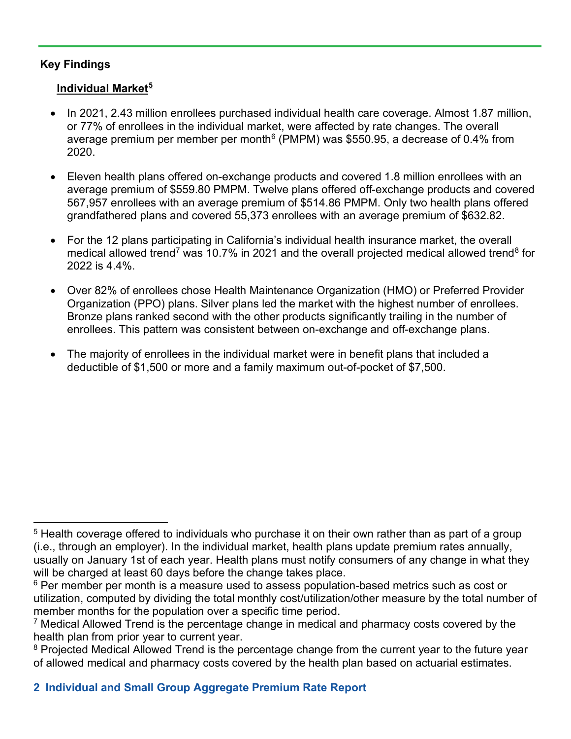## Key Findings

### Individual Market[5]

- In 2021, 2.43 million enrollees purchased individual health care coverage. Almost 1.87 million, or 77% of enrollees in the individual market, were affected by rate changes. The overall average premium per member per month[6] (PMPM) was $550.95, a decrease of 0.4% from 2020.

- Eleven health plans offered on-exchange products and covered 1.8 million enrollees with an average premium of $559.80 PMPM. Twelve plans offered off-exchange products and covered 567,957 enrollees with an average premium of $514.86 PMPM. Only two health plans offered grandfathered plans and covered 55,373 enrollees with an average premium of $632.82.

- For the 12 plans participating in California's individual health insurance market, the overall medical allowed trend[7] was 10.7% in 2021 and the overall projected medical allowed trend[8] for 2022 is 4.4%.

- Over 82% of enrollees chose Health Maintenance Organization (HMO) or Preferred Provider Organization (PPO) plans. Silver plans led the market with the highest number of enrollees. Bronze plans ranked second with the other products significantly trailing in the number of enrollees. This pattern was consistent between on-exchange and off-exchange plans.

- The majority of enrollees in the individual market were in benefit plans that included a deductible of $1,500 or more and a family maximum out-of-pocket of $7,500.

---

[5] Health coverage offered to individuals who purchase it on their own rather than as part of a group (i.e., through an employer). In the individual market, health plans update premium rates annually, usually on January 1st of each year. Health plans must notify consumers of any change in what they will be charged at least 60 days before the change takes place.

[6] Per member per month is a measure used to assess population-based metrics such as cost or utilization, computed by dividing the total monthly cost/utilization/other measure by the total number of member months for the population over a specific time period.

[7] Medical Allowed Trend is the percentage change in medical and pharmacy costs covered by the health plan from prior year to current year.

[8] Projected Medical Allowed Trend is the percentage change from the current year to the future year of allowed medical and pharmacy costs covered by the health plan based on actuarial estimates.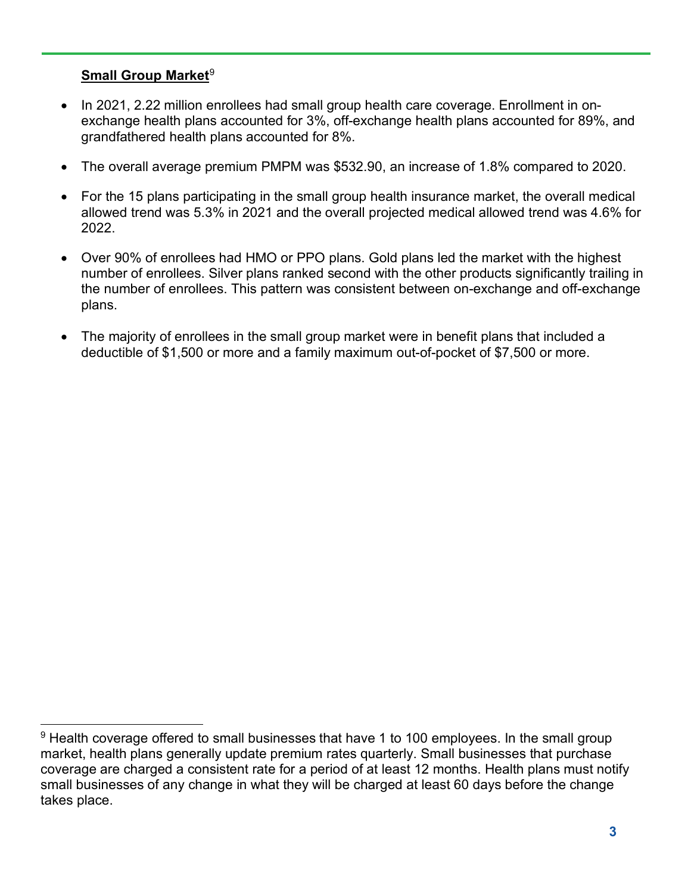**Small Group Market**[9]

- In 2021, 2.22 million enrollees had small group health care coverage. Enrollment in on-exchange health plans accounted for 3%, off-exchange health plans accounted for 89%, and grandfathered health plans accounted for 8%.
- The overall average premium PMPM was $532.90, an increase of 1.8% compared to 2020.
- For the 15 plans participating in the small group health insurance market, the overall medical allowed trend was 5.3% in 2021 and the overall projected medical allowed trend was 4.6% for 2022.
- Over 90% of enrollees had HMO or PPO plans. Gold plans led the market with the highest number of enrollees. Silver plans ranked second with the other products significantly trailing in the number of enrollees. This pattern was consistent between on-exchange and off-exchange plans.
- The majority of enrollees in the small group market were in benefit plans that included a deductible of $1,500 or more and a family maximum out-of-pocket of $7,500 or more.

[9] Health coverage offered to small businesses that have 1 to 100 employees. In the small group market, health plans generally update premium rates quarterly. Small businesses that purchase coverage are charged a consistent rate for a period of at least 12 months. Health plans must notify small businesses of any change in what they will be charged at least 60 days before the change takes place.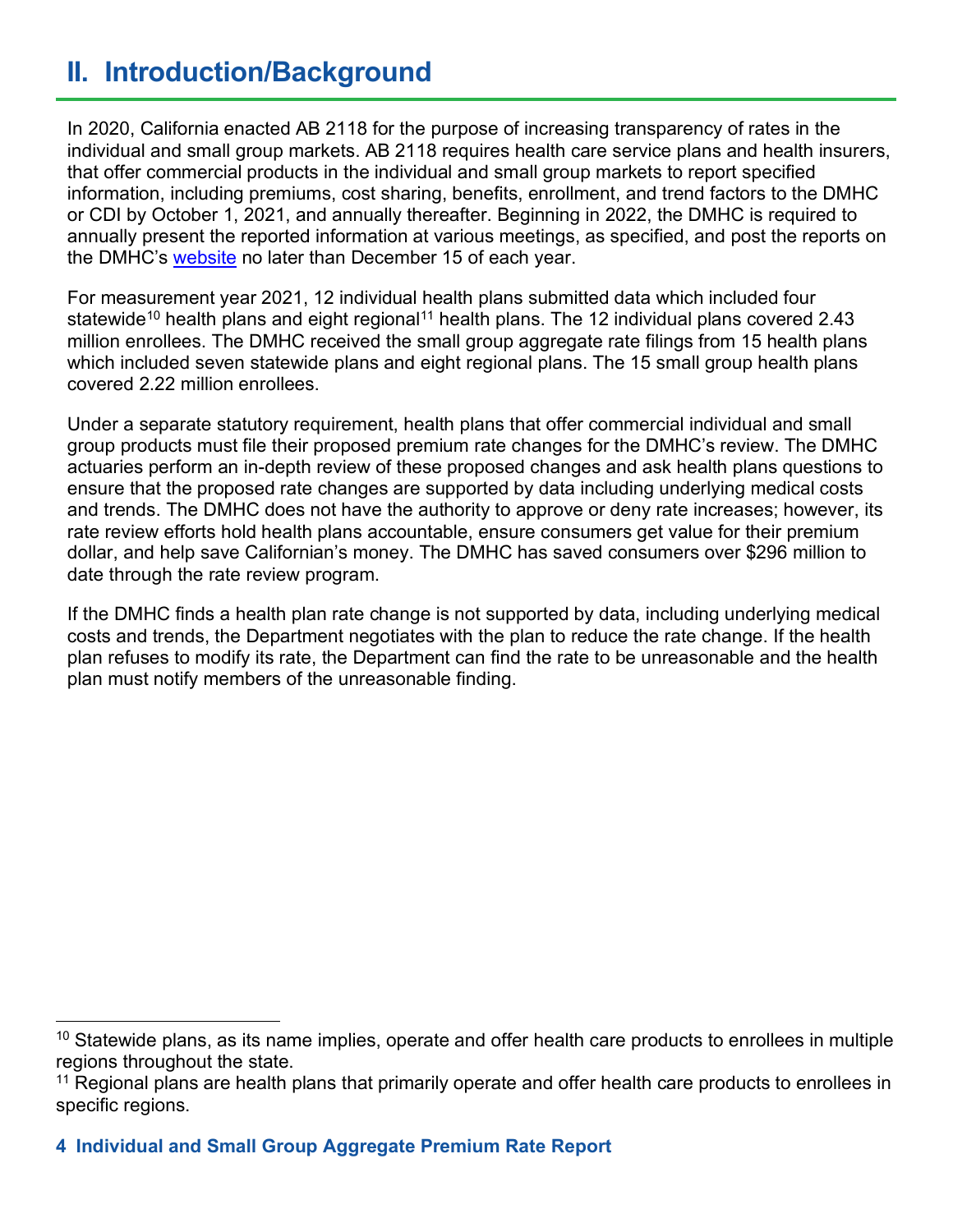## II. Introduction/Background

In 2020, California enacted AB 2118 for the purpose of increasing transparency of rates in the individual and small group markets. AB 2118 requires health care service plans and health insurers, that offer commercial products in the individual and small group markets to report specified information, including premiums, cost sharing, benefits, enrollment, and trend factors to the DMHC or CDI by October 1, 2021, and annually thereafter. Beginning in 2022, the DMHC is required to annually present the reported information at various meetings, as specified, and post the reports on the DMHC's website no later than December 15 of each year.

For measurement year 2021, 12 individual health plans submitted data which included four statewide[10] health plans and eight regional[11] health plans. The 12 individual plans covered 2.43 million enrollees. The DMHC received the small group aggregate rate filings from 15 health plans which included seven statewide plans and eight regional plans. The 15 small group health plans covered 2.22 million enrollees.

Under a separate statutory requirement, health plans that offer commercial individual and small group products must file their proposed premium rate changes for the DMHC's review. The DMHC actuaries perform an in-depth review of these proposed changes and ask health plans questions to ensure that the proposed rate changes are supported by data including underlying medical costs and trends. The DMHC does not have the authority to approve or deny rate increases; however, its rate review efforts hold health plans accountable, ensure consumers get value for their premium dollar, and help save Californian's money. The DMHC has saved consumers over $296 million to date through the rate review program.

If the DMHC finds a health plan rate change is not supported by data, including underlying medical costs and trends, the Department negotiates with the plan to reduce the rate change. If the health plan refuses to modify its rate, the Department can find the rate to be unreasonable and the health plan must notify members of the unreasonable finding.

---

[10] Statewide plans, as its name implies, operate and offer health care products to enrollees in multiple regions throughout the state.

[11] Regional plans are health plans that primarily operate and offer health care products to enrollees in specific regions.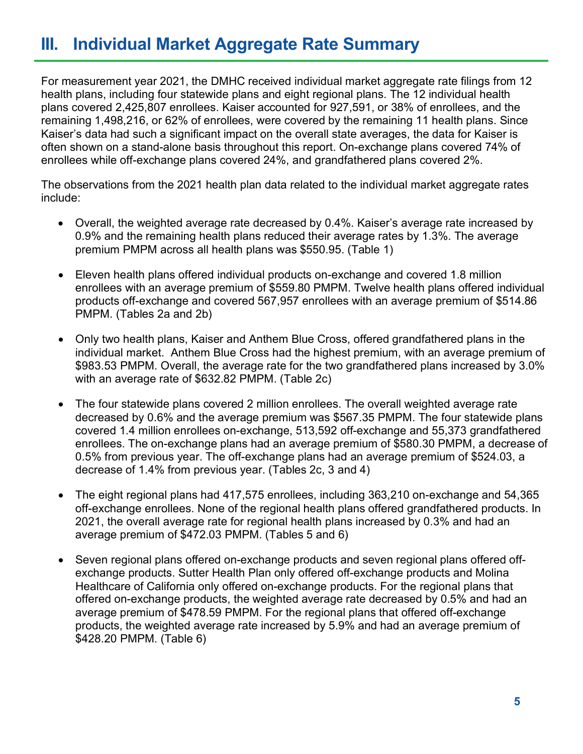# III. Individual Market Aggregate Rate Summary

For measurement year 2021, the DMHC received individual market aggregate rate filings from 12 health plans, including four statewide plans and eight regional plans. The 12 individual health plans covered 2,425,807 enrollees. Kaiser accounted for 927,591, or 38% of enrollees, and the remaining 1,498,216, or 62% of enrollees, were covered by the remaining 11 health plans. Since Kaiser's data had such a significant impact on the overall state averages, the data for Kaiser is often shown on a stand-alone basis throughout this report. On-exchange plans covered 74% of enrollees while off-exchange plans covered 24%, and grandfathered plans covered 2%.

The observations from the 2021 health plan data related to the individual market aggregate rates include:

- Overall, the weighted average rate decreased by 0.4%. Kaiser's average rate increased by 0.9% and the remaining health plans reduced their average rates by 1.3%. The average premium PMPM across all health plans was $550.95. (Table 1)

- Eleven health plans offered individual products on-exchange and covered 1.8 million enrollees with an average premium of $559.80 PMPM. Twelve health plans offered individual products off-exchange and covered 567,957 enrollees with an average premium of $514.86 PMPM. (Tables 2a and 2b)

- Only two health plans, Kaiser and Anthem Blue Cross, offered grandfathered plans in the individual market. Anthem Blue Cross had the highest premium, with an average premium of $983.53 PMPM. Overall, the average rate for the two grandfathered plans increased by 3.0% with an average rate of $632.82 PMPM. (Table 2c)

- The four statewide plans covered 2 million enrollees. The overall weighted average rate decreased by 0.6% and the average premium was $567.35 PMPM. The four statewide plans covered 1.4 million enrollees on-exchange, 513,592 off-exchange and 55,373 grandfathered enrollees. The on-exchange plans had an average premium of $580.30 PMPM, a decrease of 0.5% from previous year. The off-exchange plans had an average premium of $524.03, a decrease of 1.4% from previous year. (Tables 2c, 3 and 4)

- The eight regional plans had 417,575 enrollees, including 363,210 on-exchange and 54,365 off-exchange enrollees. None of the regional health plans offered grandfathered products. In 2021, the overall average rate for regional health plans increased by 0.3% and had an average premium of $472.03 PMPM. (Tables 5 and 6)

- Seven regional plans offered on-exchange products and seven regional plans offered off-exchange products. Sutter Health Plan only offered off-exchange products and Molina Healthcare of California only offered on-exchange products. For the regional plans that offered on-exchange products, the weighted average rate decreased by 0.5% and had an average premium of $478.59 PMPM. For the regional plans that offered off-exchange products, the weighted average rate increased by 5.9% and had an average premium of $428.20 PMPM. (Table 6)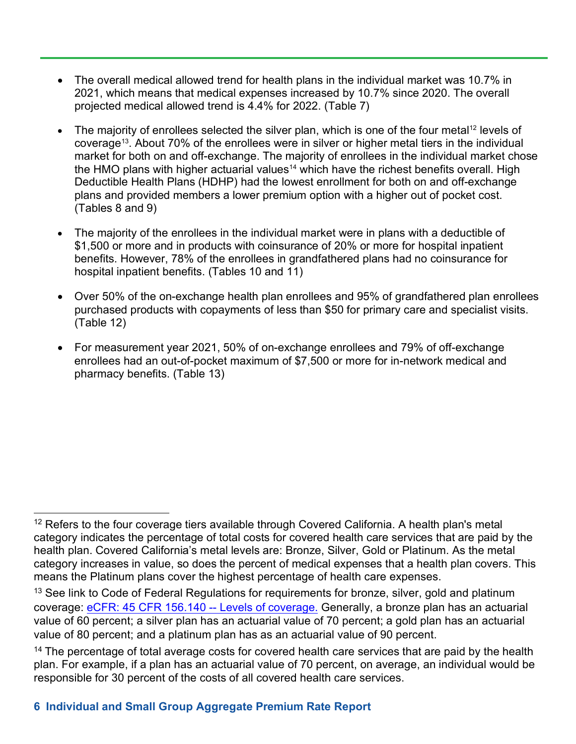- The overall medical allowed trend for health plans in the individual market was 10.7% in 2021, which means that medical expenses increased by 10.7% since 2020. The overall projected medical allowed trend is 4.4% for 2022. (Table 7)

- The majority of enrollees selected the silver plan, which is one of the four metal[12] levels of coverage[13]. About 70% of the enrollees were in silver or higher metal tiers in the individual market for both on and off-exchange. The majority of enrollees in the individual market chose the HMO plans with higher actuarial values[14] which have the richest benefits overall. High Deductible Health Plans (HDHP) had the lowest enrollment for both on and off-exchange plans and provided members a lower premium option with a higher out of pocket cost. (Tables 8 and 9)

- The majority of the enrollees in the individual market were in plans with a deductible of $1,500 or more and in products with coinsurance of 20% or more for hospital inpatient benefits. However, 78% of the enrollees in grandfathered plans had no coinsurance for hospital inpatient benefits. (Tables 10 and 11)

- Over 50% of the on-exchange health plan enrollees and 95% of grandfathered plan enrollees purchased products with copayments of less than $50 for primary care and specialist visits. (Table 12)

- For measurement year 2021, 50% of on-exchange enrollees and 79% of off-exchange enrollees had an out-of-pocket maximum of $7,500 or more for in-network medical and pharmacy benefits. (Table 13)

---

[12] Refers to the four coverage tiers available through Covered California. A health plan's metal category indicates the percentage of total costs for covered health care services that are paid by the health plan. Covered California's metal levels are: Bronze, Silver, Gold or Platinum. As the metal category increases in value, so does the percent of medical expenses that a health plan covers. This means the Platinum plans cover the highest percentage of health care expenses.

[13] See link to Code of Federal Regulations for requirements for bronze, silver, gold and platinum coverage: [eCFR: 45 CFR 156.140 -- Levels of coverage.](https://www.ecfr.gov/current/title-45/section-156.140) Generally, a bronze plan has an actuarial value of 60 percent; a silver plan has an actuarial value of 70 percent; a gold plan has an actuarial value of 80 percent; and a platinum plan has as an actuarial value of 90 percent.

[14] The percentage of total average costs for covered health care services that are paid by the health plan. For example, if a plan has an actuarial value of 70 percent, on average, an individual would be responsible for 30 percent of the costs of all covered health care services.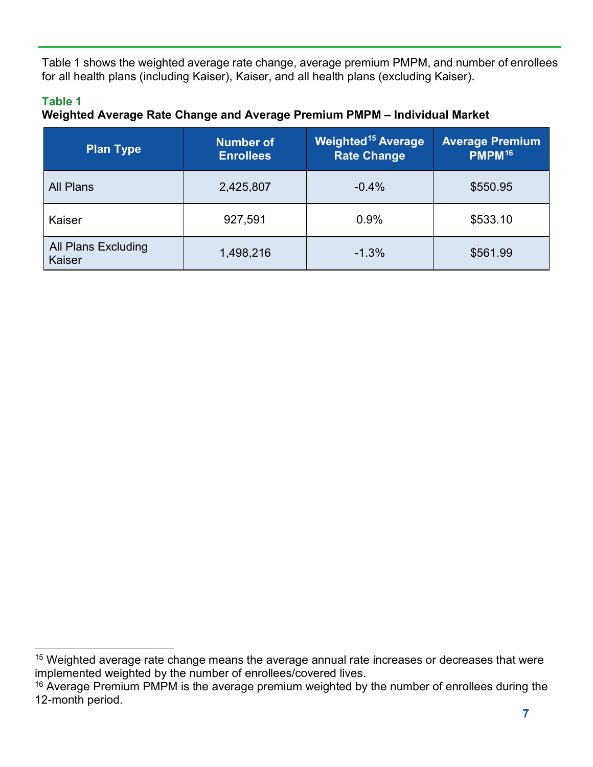Table 1 shows the weighted average rate change, average premium PMPM, and number of enrollees for all health plans (including Kaiser), Kaiser, and all health plans (excluding Kaiser).

**Table 1**

**Weighted Average Rate Change and Average Premium PMPM – Individual Market**

| Plan Type | Number of Enrollees | Weighted[15] Average Rate Change | Average Premium PMPM[16] |
|---|---|---|---|
| All Plans | 2,425,807 | -0.4% | $550.95 |
| Kaiser | 927,591 | 0.9% | $533.10 |
| All Plans Excluding Kaiser | 1,498,216 | -1.3% | $561.99 |

[15] Weighted average rate change means the average annual rate increases or decreases that were implemented weighted by the number of enrollees/covered lives.

[16] Average Premium PMPM is the average premium weighted by the number of enrollees during the 12-month period.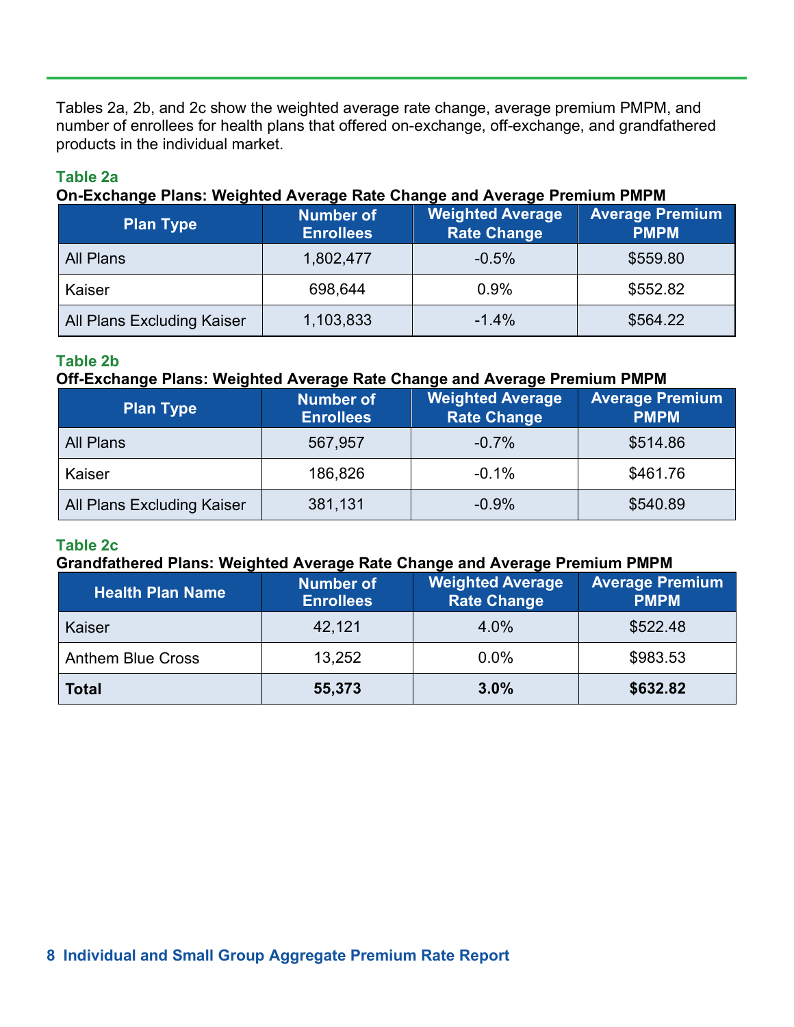Tables 2a, 2b, and 2c show the weighted average rate change, average premium PMPM, and number of enrollees for health plans that offered on-exchange, off-exchange, and grandfathered products in the individual market.

**Table 2a**

**On-Exchange Plans: Weighted Average Rate Change and Average Premium PMPM**

| Plan Type | Number of Enrollees | Weighted Average Rate Change | Average Premium PMPM |
|---|---|---|---|
| All Plans | 1,802,477 | -0.5% | $559.80 |
| Kaiser | 698,644 | 0.9% | $552.82 |
| All Plans Excluding Kaiser | 1,103,833 | -1.4% | $564.22 |

**Table 2b**

**Off-Exchange Plans: Weighted Average Rate Change and Average Premium PMPM**

| Plan Type | Number of Enrollees | Weighted Average Rate Change | Average Premium PMPM |
|---|---|---|---|
| All Plans | 567,957 | -0.7% | $514.86 |
| Kaiser | 186,826 | -0.1% | $461.76 |
| All Plans Excluding Kaiser | 381,131 | -0.9% | $540.89 |

**Table 2c**

**Grandfathered Plans: Weighted Average Rate Change and Average Premium PMPM**

| Health Plan Name | Number of Enrollees | Weighted Average Rate Change | Average Premium PMPM |
|---|---|---|---|
| Kaiser | 42,121 | 4.0% | $522.48 |
| Anthem Blue Cross | 13,252 | 0.0% | $983.53 |
| **Total** | **55,373** | **3.0%** | **$632.82** |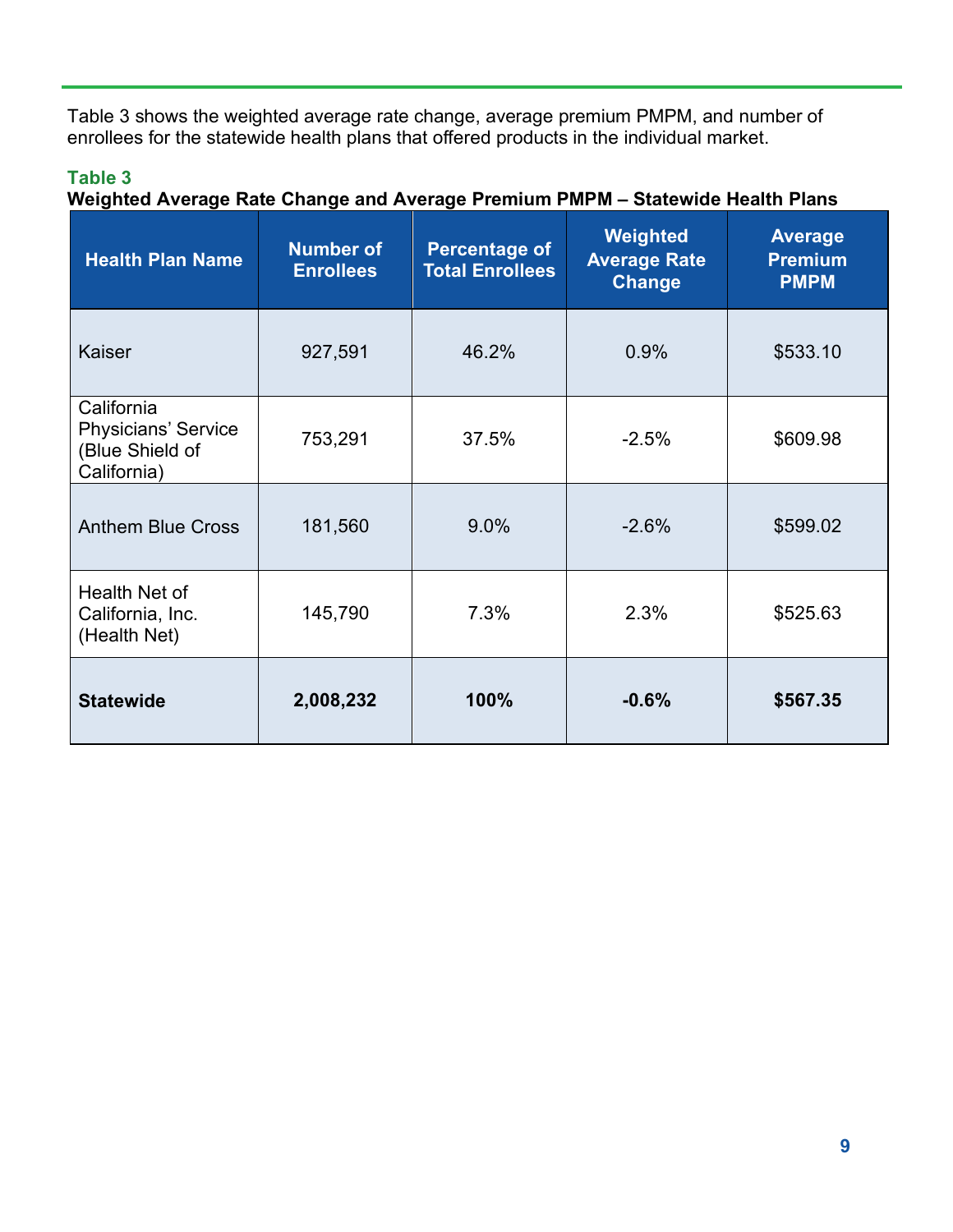Table 3 shows the weighted average rate change, average premium PMPM, and number of enrollees for the statewide health plans that offered products in the individual market.

**Table 3**

**Weighted Average Rate Change and Average Premium PMPM – Statewide Health Plans**

| Health Plan Name | Number of Enrollees | Percentage of Total Enrollees | Weighted Average Rate Change | Average Premium PMPM |
|---|---|---|---|---|
| Kaiser | 927,591 | 46.2% | 0.9% | $533.10 |
| California Physicians' Service (Blue Shield of California) | 753,291 | 37.5% | -2.5% | $609.98 |
| Anthem Blue Cross | 181,560 | 9.0% | -2.6% | $599.02 |
| Health Net of California, Inc. (Health Net) | 145,790 | 7.3% | 2.3% | $525.63 |
| **Statewide** | **2,008,232** | **100%** | **-0.6%** | **$567.35** |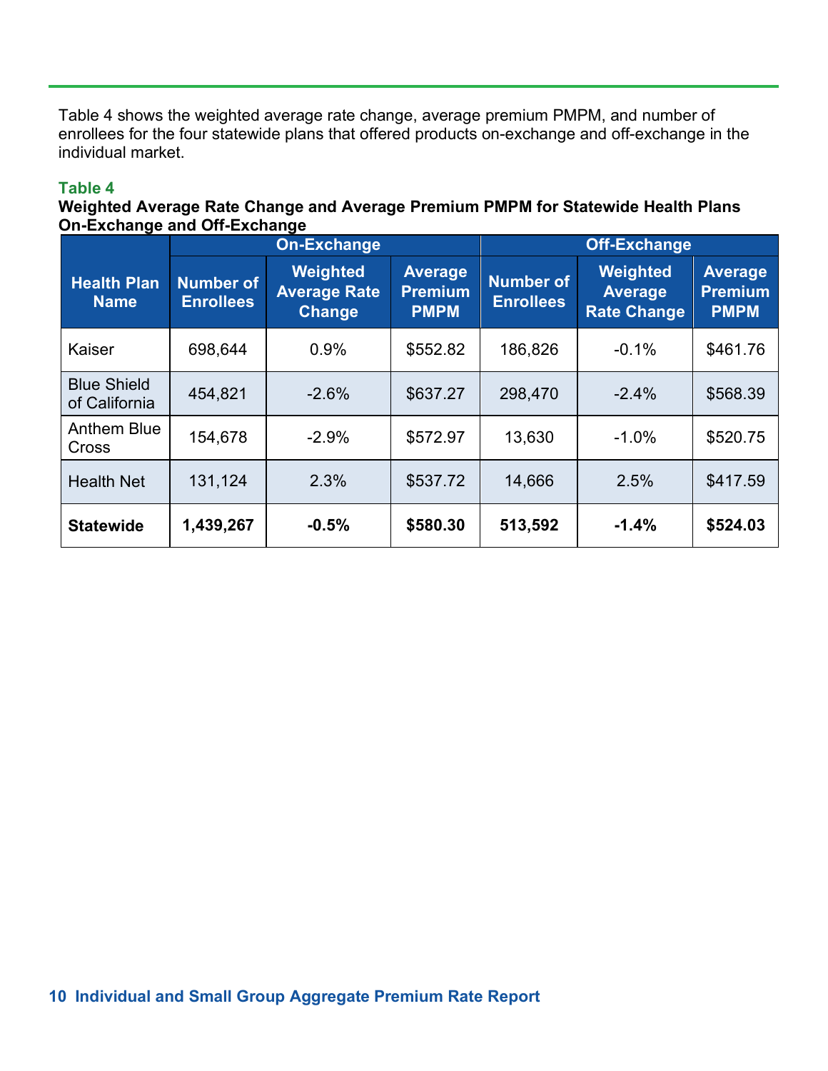Table 4 shows the weighted average rate change, average premium PMPM, and number of enrollees for the four statewide plans that offered products on-exchange and off-exchange in the individual market.

**Table 4**

**Weighted Average Rate Change and Average Premium PMPM for Statewide Health Plans On-Exchange and Off-Exchange**

| Health Plan Name | On-Exchange | | | Off-Exchange | | |
|---|---|---|---|---|---|---|
| | Number of Enrollees | Weighted Average Rate Change | Average Premium PMPM | Number of Enrollees | Weighted Average Rate Change | Average Premium PMPM |
| Kaiser | 698,644 | 0.9% | $552.82 | 186,826 | -0.1% | $461.76 |
| Blue Shield of California | 454,821 | -2.6% | $637.27 | 298,470 | -2.4% | $568.39 |
| Anthem Blue Cross | 154,678 | -2.9% | $572.97 | 13,630 | -1.0% | $520.75 |
| Health Net | 131,124 | 2.3% | $537.72 | 14,666 | 2.5% | $417.59 |
| **Statewide** | **1,439,267** | **-0.5%** | **$580.30** | **513,592** | **-1.4%** | **$524.03** |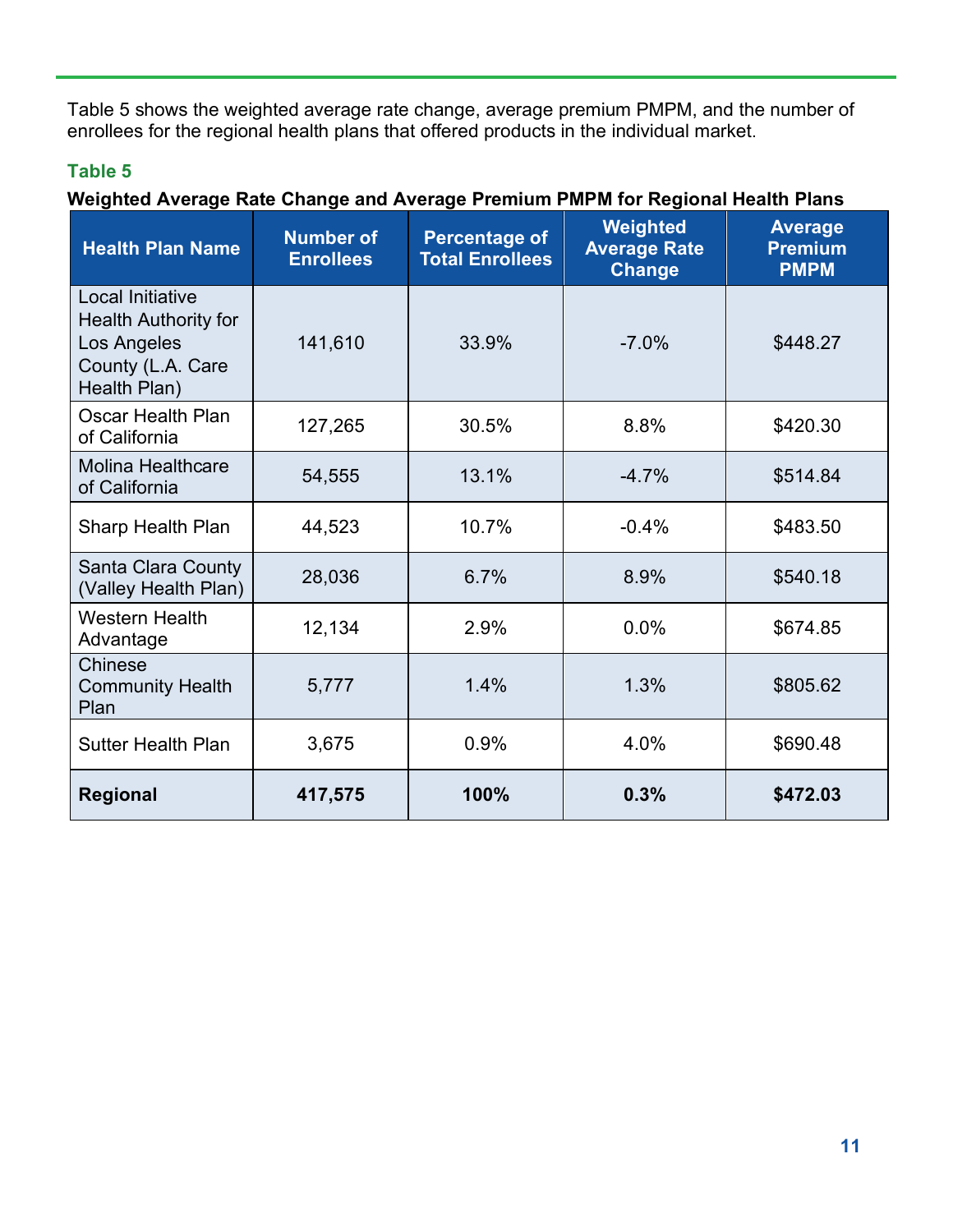Table 5 shows the weighted average rate change, average premium PMPM, and the number of enrollees for the regional health plans that offered products in the individual market.

**Table 5**

**Weighted Average Rate Change and Average Premium PMPM for Regional Health Plans**

| Health Plan Name | Number of Enrollees | Percentage of Total Enrollees | Weighted Average Rate Change | Average Premium PMPM |
|---|---|---|---|---|
| Local Initiative Health Authority for Los Angeles County (L.A. Care Health Plan) | 141,610 | 33.9% | -7.0% | $448.27 |
| Oscar Health Plan of California | 127,265 | 30.5% | 8.8% | $420.30 |
| Molina Healthcare of California | 54,555 | 13.1% | -4.7% | $514.84 |
| Sharp Health Plan | 44,523 | 10.7% | -0.4% | $483.50 |
| Santa Clara County (Valley Health Plan) | 28,036 | 6.7% | 8.9% | $540.18 |
| Western Health Advantage | 12,134 | 2.9% | 0.0% | $674.85 |
| Chinese Community Health Plan | 5,777 | 1.4% | 1.3% | $805.62 |
| Sutter Health Plan | 3,675 | 0.9% | 4.0% | $690.48 |
| **Regional** | **417,575** | **100%** | **0.3%** | **$472.03** |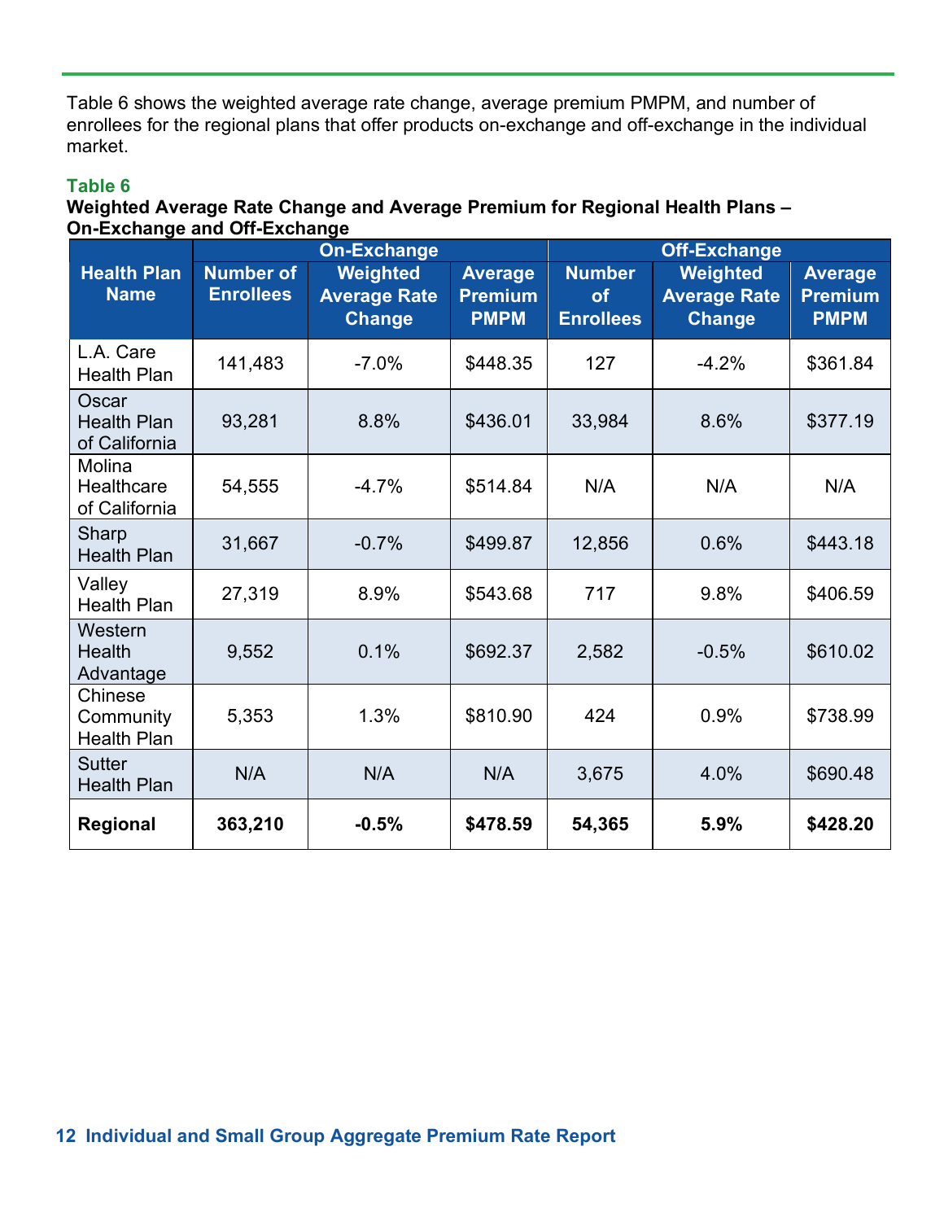Table 6 shows the weighted average rate change, average premium PMPM, and number of enrollees for the regional plans that offer products on-exchange and off-exchange in the individual market.

**Table 6**

**Weighted Average Rate Change and Average Premium for Regional Health Plans – On-Exchange and Off-Exchange**

| Health Plan Name | On-Exchange | | | Off-Exchange | | |
|---|---|---|---|---|---|---|
| | Number of Enrollees | Weighted Average Rate Change | Average Premium PMPM | Number of Enrollees | Weighted Average Rate Change | Average Premium PMPM |
| L.A. Care Health Plan | 141,483 | -7.0% | $448.35 | 127 | -4.2% | $361.84 |
| Oscar Health Plan of California | 93,281 | 8.8% | $436.01 | 33,984 | 8.6% | $377.19 |
| Molina Healthcare of California | 54,555 | -4.7% | $514.84 | N/A | N/A | N/A |
| Sharp Health Plan | 31,667 | -0.7% | $499.87 | 12,856 | 0.6% | $443.18 |
| Valley Health Plan | 27,319 | 8.9% | $543.68 | 717 | 9.8% | $406.59 |
| Western Health Advantage | 9,552 | 0.1% | $692.37 | 2,582 | -0.5% | $610.02 |
| Chinese Community Health Plan | 5,353 | 1.3% | $810.90 | 424 | 0.9% | $738.99 |
| Sutter Health Plan | N/A | N/A | N/A | 3,675 | 4.0% | $690.48 |
| **Regional** | **363,210** | **-0.5%** | **$478.59** | **54,365** | **5.9%** | **$428.20** |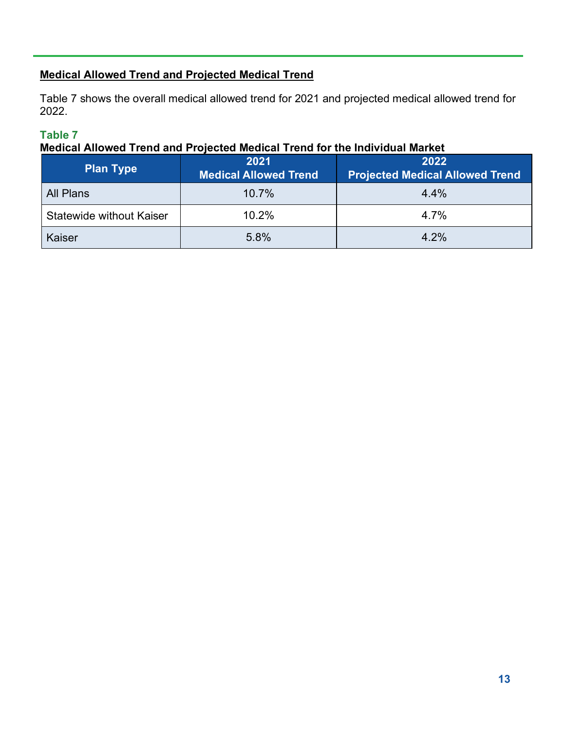## Medical Allowed Trend and Projected Medical Trend

Table 7 shows the overall medical allowed trend for 2021 and projected medical allowed trend for 2022.

**Table 7**

**Medical Allowed Trend and Projected Medical Trend for the Individual Market**

| Plan Type | 2021 Medical Allowed Trend | 2022 Projected Medical Allowed Trend |
|---|---|---|
| All Plans | 10.7% | 4.4% |
| Statewide without Kaiser | 10.2% | 4.7% |
| Kaiser | 5.8% | 4.2% |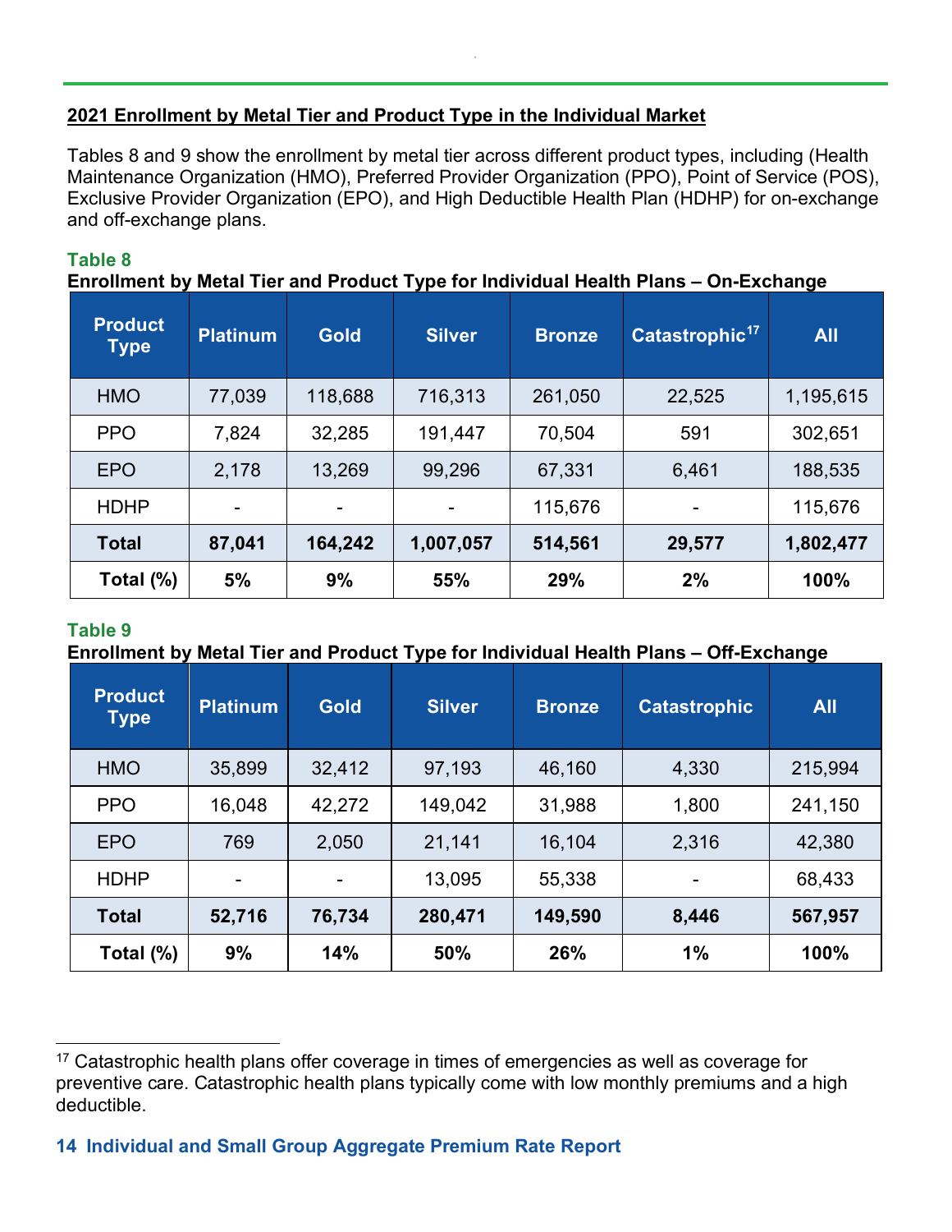## 2021 Enrollment by Metal Tier and Product Type in the Individual Market

Tables 8 and 9 show the enrollment by metal tier across different product types, including (Health Maintenance Organization (HMO), Preferred Provider Organization (PPO), Point of Service (POS), Exclusive Provider Organization (EPO), and High Deductible Health Plan (HDHP) for on-exchange and off-exchange plans.

**Table 8**

**Enrollment by Metal Tier and Product Type for Individual Health Plans – On-Exchange**

| Product Type | Platinum | Gold | Silver | Bronze | Catastrophic[17] | All |
|---|---|---|---|---|---|---|
| HMO | 77,039 | 118,688 | 716,313 | 261,050 | 22,525 | 1,195,615 |
| PPO | 7,824 | 32,285 | 191,447 | 70,504 | 591 | 302,651 |
| EPO | 2,178 | 13,269 | 99,296 | 67,331 | 6,461 | 188,535 |
| HDHP | - | - | - | 115,676 | - | 115,676 |
| **Total** | **87,041** | **164,242** | **1,007,057** | **514,561** | **29,577** | **1,802,477** |
| **Total (%)** | **5%** | **9%** | **55%** | **29%** | **2%** | **100%** |

**Table 9**

**Enrollment by Metal Tier and Product Type for Individual Health Plans – Off-Exchange**

| Product Type | Platinum | Gold | Silver | Bronze | Catastrophic | All |
|---|---|---|---|---|---|---|
| HMO | 35,899 | 32,412 | 97,193 | 46,160 | 4,330 | 215,994 |
| PPO | 16,048 | 42,272 | 149,042 | 31,988 | 1,800 | 241,150 |
| EPO | 769 | 2,050 | 21,141 | 16,104 | 2,316 | 42,380 |
| HDHP | - | - | 13,095 | 55,338 | - | 68,433 |
| **Total** | **52,716** | **76,734** | **280,471** | **149,590** | **8,446** | **567,957** |
| **Total (%)** | **9%** | **14%** | **50%** | **26%** | **1%** | **100%** |

[17] Catastrophic health plans offer coverage in times of emergencies as well as coverage for preventive care. Catastrophic health plans typically come with low monthly premiums and a high deductible.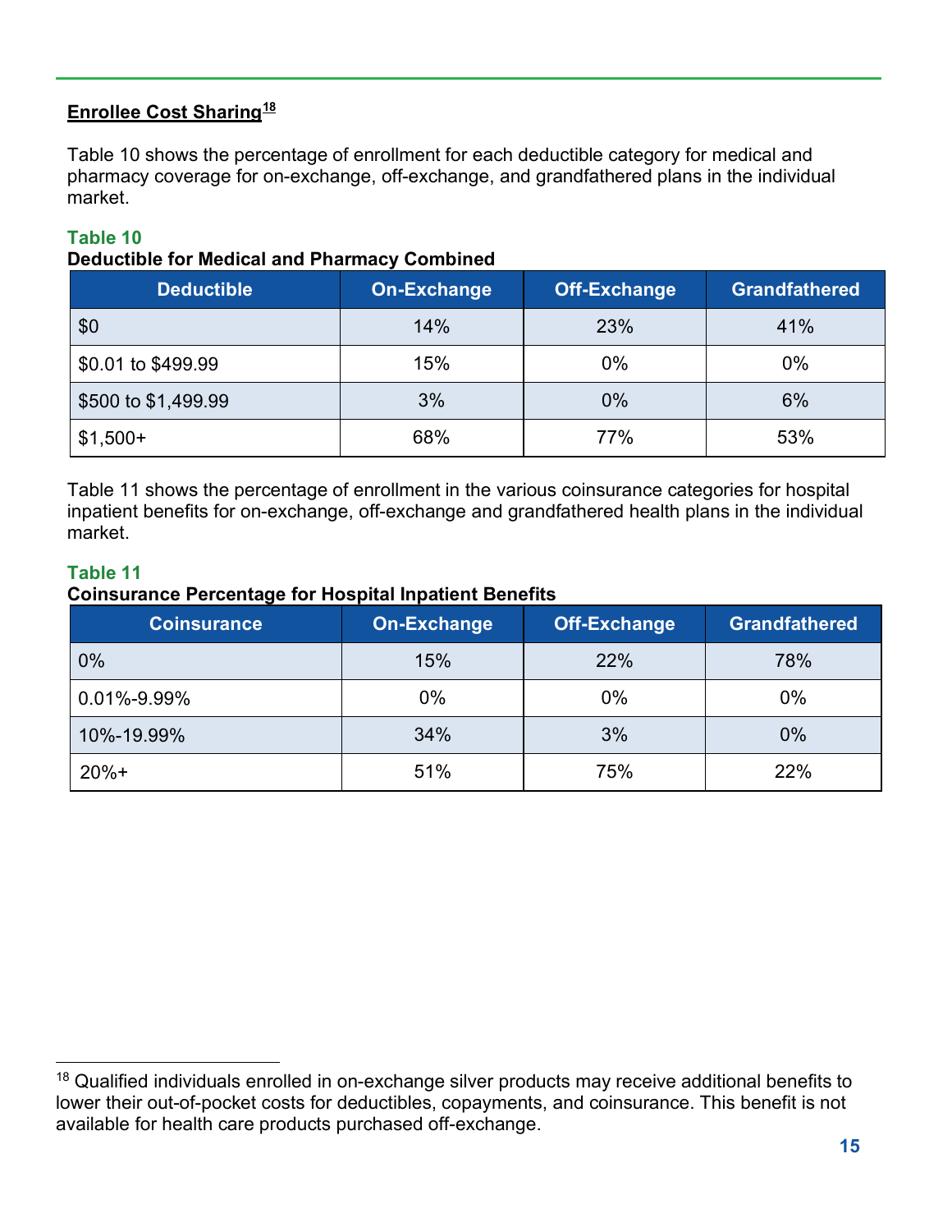## Enrollee Cost Sharing[18]

Table 10 shows the percentage of enrollment for each deductible category for medical and pharmacy coverage for on-exchange, off-exchange, and grandfathered plans in the individual market.

**Table 10**
**Deductible for Medical and Pharmacy Combined**

| Deductible | On-Exchange | Off-Exchange | Grandfathered |
|---|---|---|---|
| $0 | 14% | 23% | 41% |
| $0.01 to $499.99 | 15% | 0% | 0% |
| $500 to $1,499.99 | 3% | 0% | 6% |
| $1,500+ | 68% | 77% | 53% |

Table 11 shows the percentage of enrollment in the various coinsurance categories for hospital inpatient benefits for on-exchange, off-exchange and grandfathered health plans in the individual market.

**Table 11**
**Coinsurance Percentage for Hospital Inpatient Benefits**

| Coinsurance | On-Exchange | Off-Exchange | Grandfathered |
|---|---|---|---|
| 0% | 15% | 22% | 78% |
| 0.01%-9.99% | 0% | 0% | 0% |
| 10%-19.99% | 34% | 3% | 0% |
| 20%+ | 51% | 75% | 22% |

[18] Qualified individuals enrolled in on-exchange silver products may receive additional benefits to lower their out-of-pocket costs for deductibles, copayments, and coinsurance. This benefit is not available for health care products purchased off-exchange.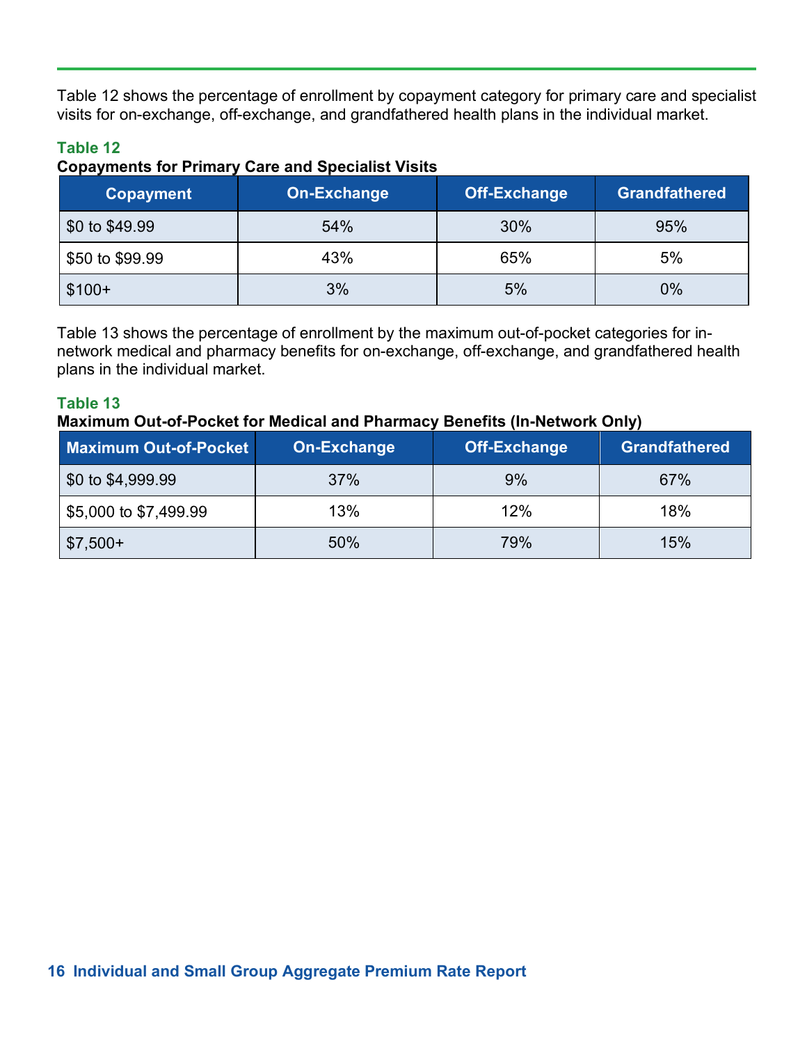Table 12 shows the percentage of enrollment by copayment category for primary care and specialist visits for on-exchange, off-exchange, and grandfathered health plans in the individual market.

**Table 12**

**Copayments for Primary Care and Specialist Visits**

| Copayment | On-Exchange | Off-Exchange | Grandfathered |
|---|---|---|---|
| $0 to $49.99 | 54% | 30% | 95% |
| $50 to $99.99 | 43% | 65% | 5% |
| $100+ | 3% | 5% | 0% |

Table 13 shows the percentage of enrollment by the maximum out-of-pocket categories for in-network medical and pharmacy benefits for on-exchange, off-exchange, and grandfathered health plans in the individual market.

**Table 13**

**Maximum Out-of-Pocket for Medical and Pharmacy Benefits (In-Network Only)**

| Maximum Out-of-Pocket | On-Exchange | Off-Exchange | Grandfathered |
|---|---|---|---|
| $0 to $4,999.99 | 37% | 9% | 67% |
| $5,000 to $7,499.99 | 13% | 12% | 18% |
| $7,500+ | 50% | 79% | 15% |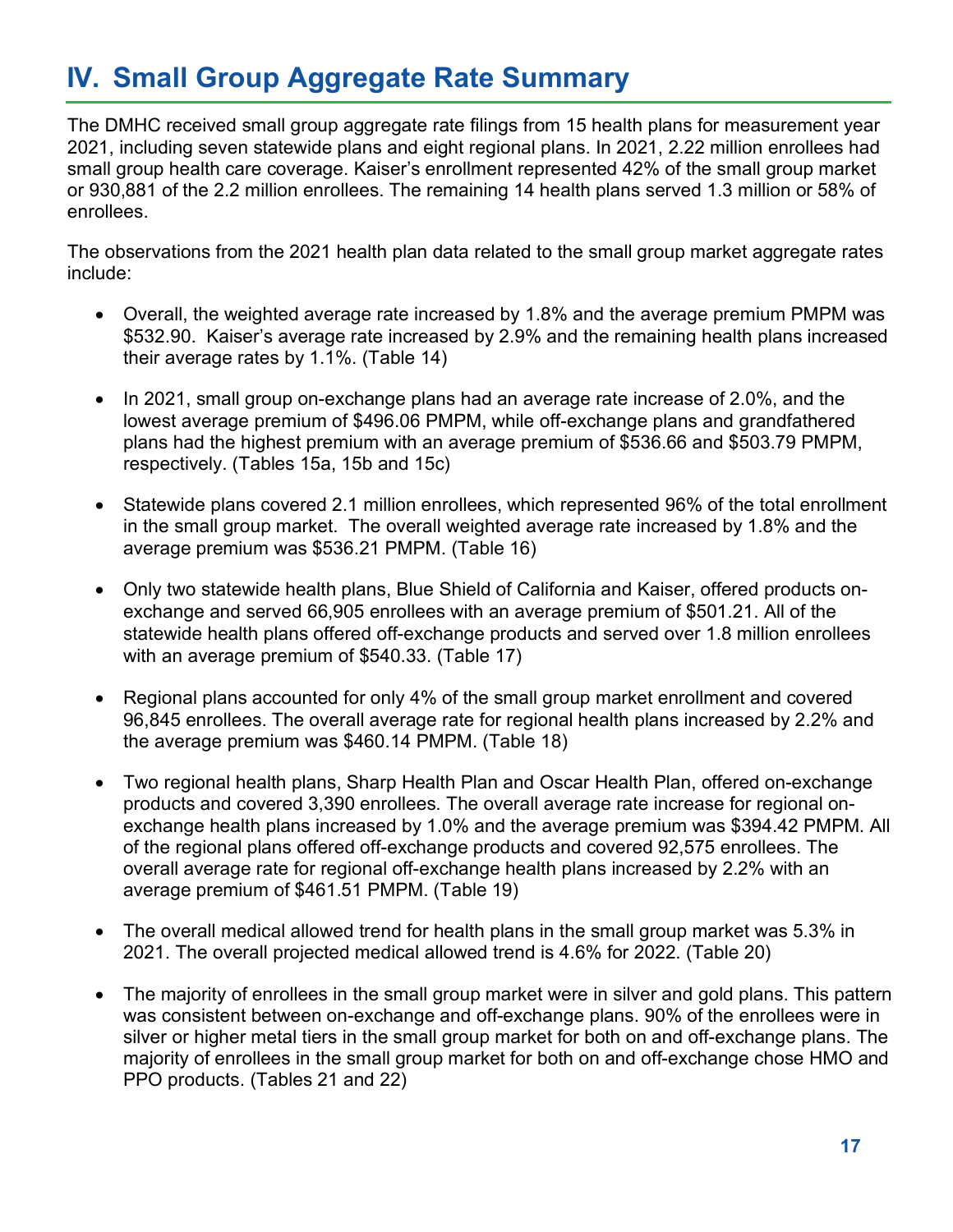# IV. Small Group Aggregate Rate Summary

The DMHC received small group aggregate rate filings from 15 health plans for measurement year 2021, including seven statewide plans and eight regional plans. In 2021, 2.22 million enrollees had small group health care coverage. Kaiser's enrollment represented 42% of the small group market or 930,881 of the 2.2 million enrollees. The remaining 14 health plans served 1.3 million or 58% of enrollees.

The observations from the 2021 health plan data related to the small group market aggregate rates include:

- Overall, the weighted average rate increased by 1.8% and the average premium PMPM was $532.90. Kaiser's average rate increased by 2.9% and the remaining health plans increased their average rates by 1.1%. (Table 14)
- In 2021, small group on-exchange plans had an average rate increase of 2.0%, and the lowest average premium of $496.06 PMPM, while off-exchange plans and grandfathered plans had the highest premium with an average premium of $536.66 and $503.79 PMPM, respectively. (Tables 15a, 15b and 15c)
- Statewide plans covered 2.1 million enrollees, which represented 96% of the total enrollment in the small group market. The overall weighted average rate increased by 1.8% and the average premium was $536.21 PMPM. (Table 16)
- Only two statewide health plans, Blue Shield of California and Kaiser, offered products on-exchange and served 66,905 enrollees with an average premium of $501.21. All of the statewide health plans offered off-exchange products and served over 1.8 million enrollees with an average premium of $540.33. (Table 17)
- Regional plans accounted for only 4% of the small group market enrollment and covered 96,845 enrollees. The overall average rate for regional health plans increased by 2.2% and the average premium was $460.14 PMPM. (Table 18)
- Two regional health plans, Sharp Health Plan and Oscar Health Plan, offered on-exchange products and covered 3,390 enrollees. The overall average rate increase for regional on-exchange health plans increased by 1.0% and the average premium was $394.42 PMPM. All of the regional plans offered off-exchange products and covered 92,575 enrollees. The overall average rate for regional off-exchange health plans increased by 2.2% with an average premium of $461.51 PMPM. (Table 19)
- The overall medical allowed trend for health plans in the small group market was 5.3% in 2021. The overall projected medical allowed trend is 4.6% for 2022. (Table 20)
- The majority of enrollees in the small group market were in silver and gold plans. This pattern was consistent between on-exchange and off-exchange plans. 90% of the enrollees were in silver or higher metal tiers in the small group market for both on and off-exchange plans. The majority of enrollees in the small group market for both on and off-exchange chose HMO and PPO products. (Tables 21 and 22)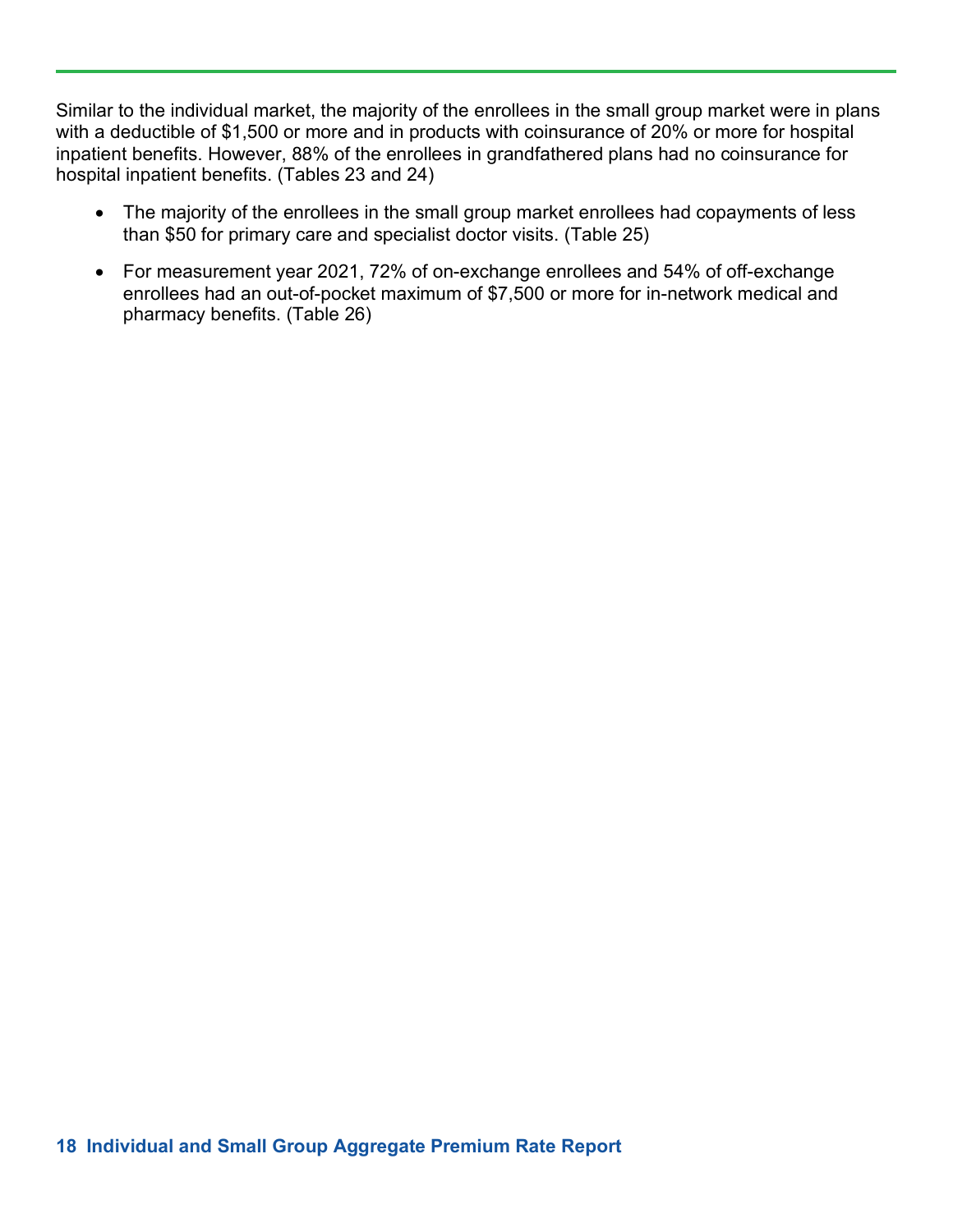Similar to the individual market, the majority of the enrollees in the small group market were in plans with a deductible of $1,500 or more and in products with coinsurance of 20% or more for hospital inpatient benefits. However, 88% of the enrollees in grandfathered plans had no coinsurance for hospital inpatient benefits. (Tables 23 and 24)

- The majority of the enrollees in the small group market enrollees had copayments of less than $50 for primary care and specialist doctor visits. (Table 25)
- For measurement year 2021, 72% of on-exchange enrollees and 54% of off-exchange enrollees had an out-of-pocket maximum of $7,500 or more for in-network medical and pharmacy benefits. (Table 26)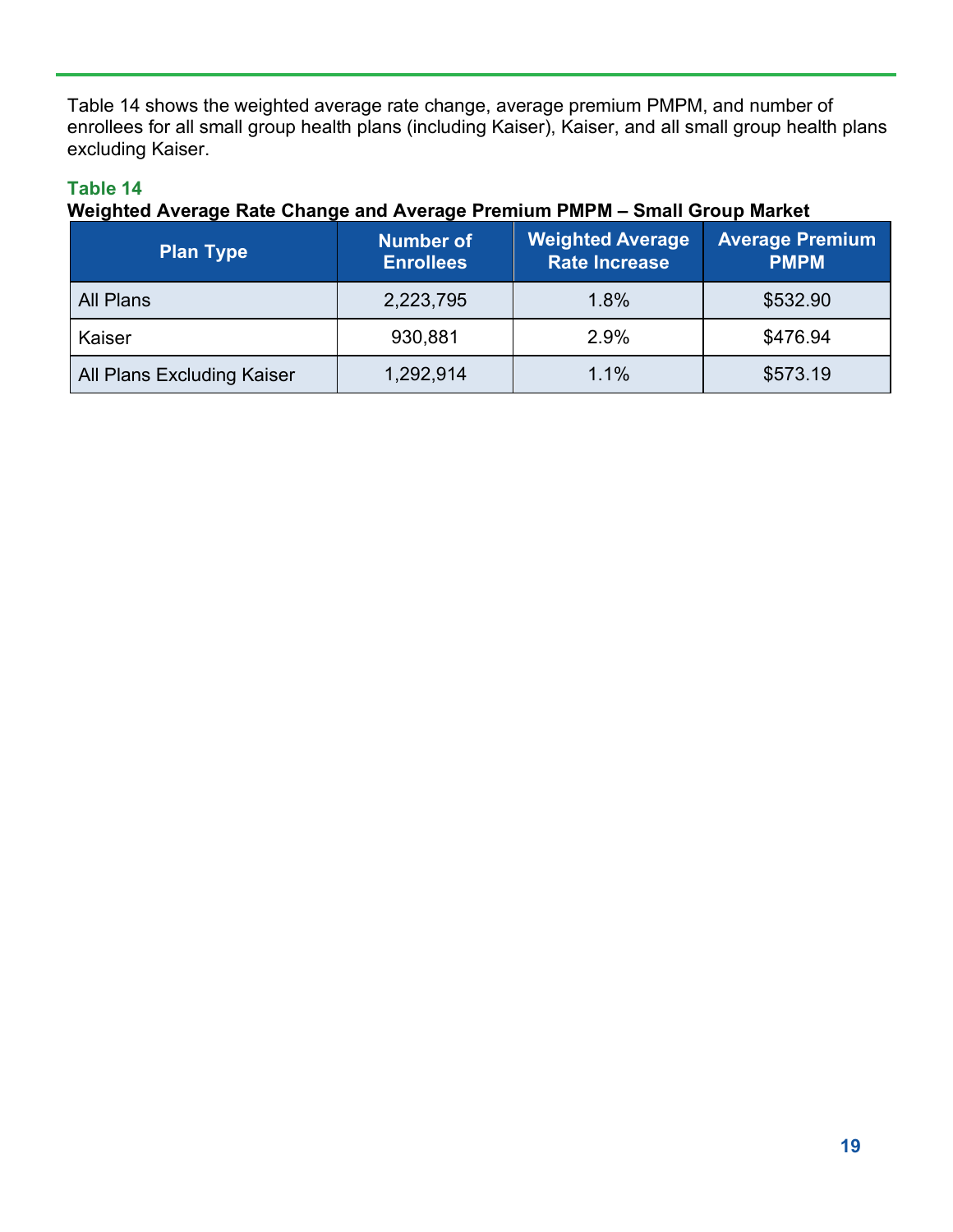Table 14 shows the weighted average rate change, average premium PMPM, and number of enrollees for all small group health plans (including Kaiser), Kaiser, and all small group health plans excluding Kaiser.

**Table 14**
**Weighted Average Rate Change and Average Premium PMPM – Small Group Market**

| Plan Type | Number of Enrollees | Weighted Average Rate Increase | Average Premium PMPM |
|---|---|---|---|
| All Plans | 2,223,795 | 1.8% | $532.90 |
| Kaiser | 930,881 | 2.9% | $476.94 |
| All Plans Excluding Kaiser | 1,292,914 | 1.1% | $573.19 |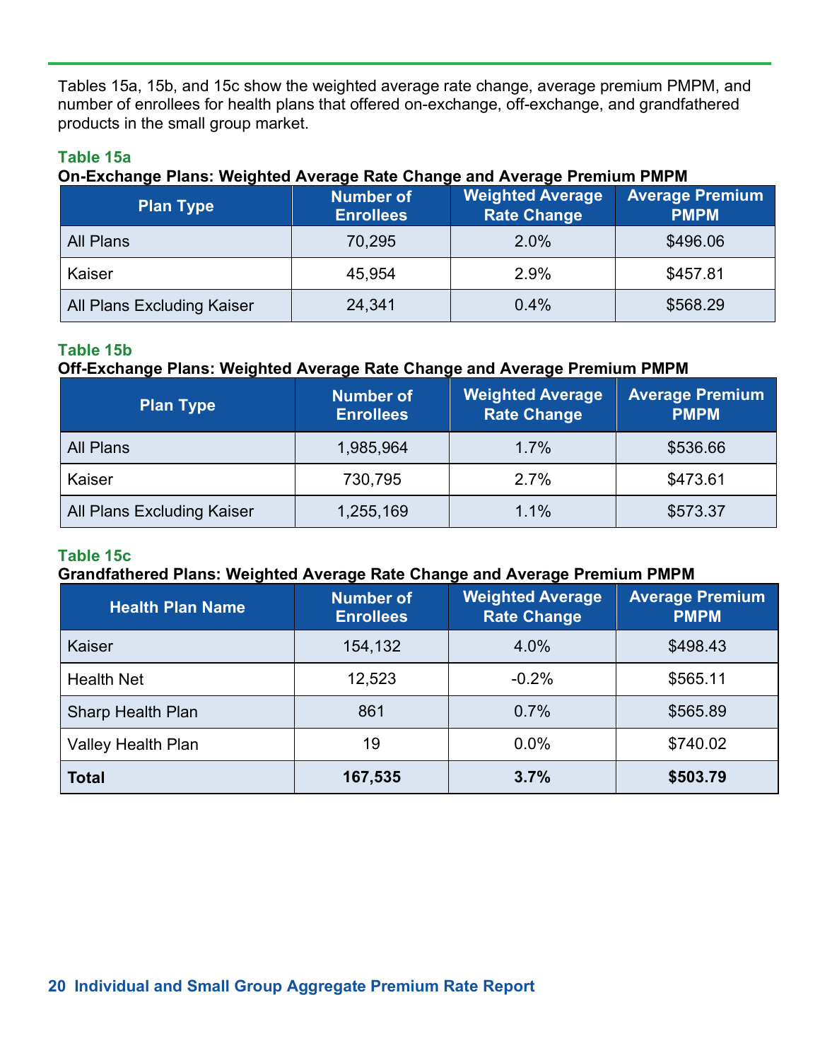Tables 15a, 15b, and 15c show the weighted average rate change, average premium PMPM, and number of enrollees for health plans that offered on-exchange, off-exchange, and grandfathered products in the small group market.

**Table 15a**

**On-Exchange Plans: Weighted Average Rate Change and Average Premium PMPM**

| Plan Type | Number of Enrollees | Weighted Average Rate Change | Average Premium PMPM |
|---|---|---|---|
| All Plans | 70,295 | 2.0% | $496.06 |
| Kaiser | 45,954 | 2.9% | $457.81 |
| All Plans Excluding Kaiser | 24,341 | 0.4% | $568.29 |

**Table 15b**

**Off-Exchange Plans: Weighted Average Rate Change and Average Premium PMPM**

| Plan Type | Number of Enrollees | Weighted Average Rate Change | Average Premium PMPM |
|---|---|---|---|
| All Plans | 1,985,964 | 1.7% | $536.66 |
| Kaiser | 730,795 | 2.7% | $473.61 |
| All Plans Excluding Kaiser | 1,255,169 | 1.1% | $573.37 |

**Table 15c**

**Grandfathered Plans: Weighted Average Rate Change and Average Premium PMPM**

| Health Plan Name | Number of Enrollees | Weighted Average Rate Change | Average Premium PMPM |
|---|---|---|---|
| Kaiser | 154,132 | 4.0% | $498.43 |
| Health Net | 12,523 | -0.2% | $565.11 |
| Sharp Health Plan | 861 | 0.7% | $565.89 |
| Valley Health Plan | 19 | 0.0% | $740.02 |
| **Total** | **167,535** | **3.7%** | **$503.79** |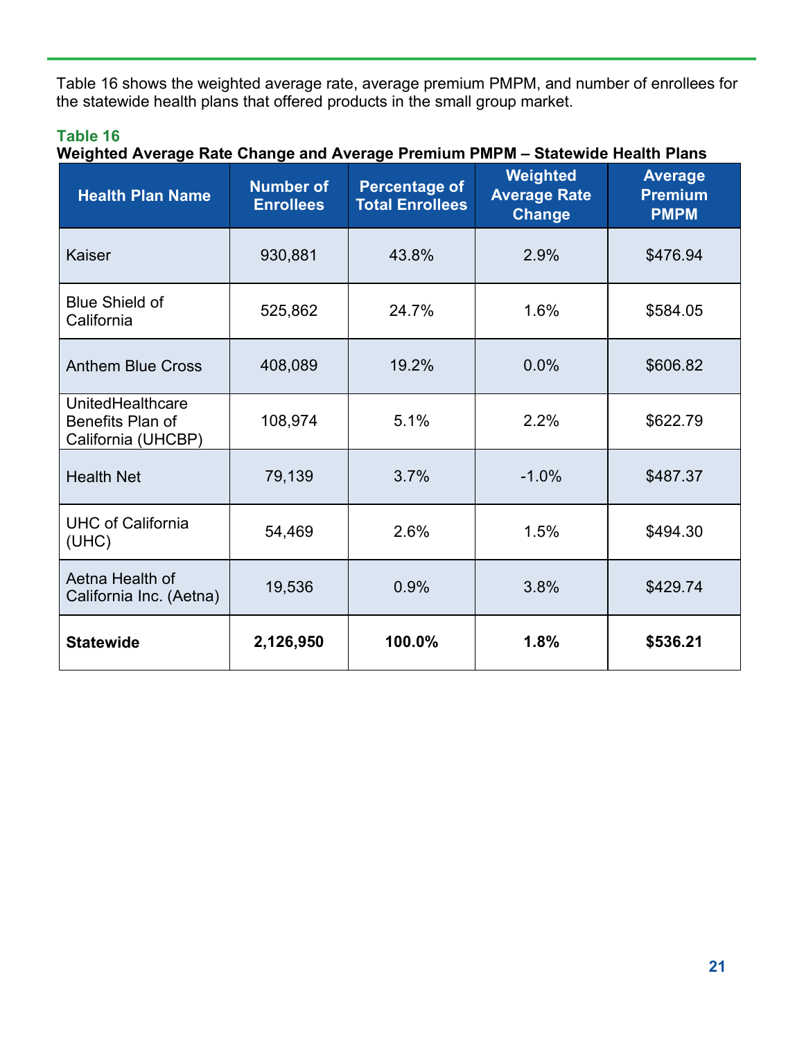Table 16 shows the weighted average rate, average premium PMPM, and number of enrollees for the statewide health plans that offered products in the small group market.

**Table 16**
**Weighted Average Rate Change and Average Premium PMPM – Statewide Health Plans**

| Health Plan Name | Number of Enrollees | Percentage of Total Enrollees | Weighted Average Rate Change | Average Premium PMPM |
|---|---|---|---|---|
| Kaiser | 930,881 | 43.8% | 2.9% | $476.94 |
| Blue Shield of California | 525,862 | 24.7% | 1.6% | $584.05 |
| Anthem Blue Cross | 408,089 | 19.2% | 0.0% | $606.82 |
| UnitedHealthcare Benefits Plan of California (UHCBP) | 108,974 | 5.1% | 2.2% | $622.79 |
| Health Net | 79,139 | 3.7% | -1.0% | $487.37 |
| UHC of California (UHC) | 54,469 | 2.6% | 1.5% | $494.30 |
| Aetna Health of California Inc. (Aetna) | 19,536 | 0.9% | 3.8% | $429.74 |
| **Statewide** | **2,126,950** | **100.0%** | **1.8%** | **$536.21** |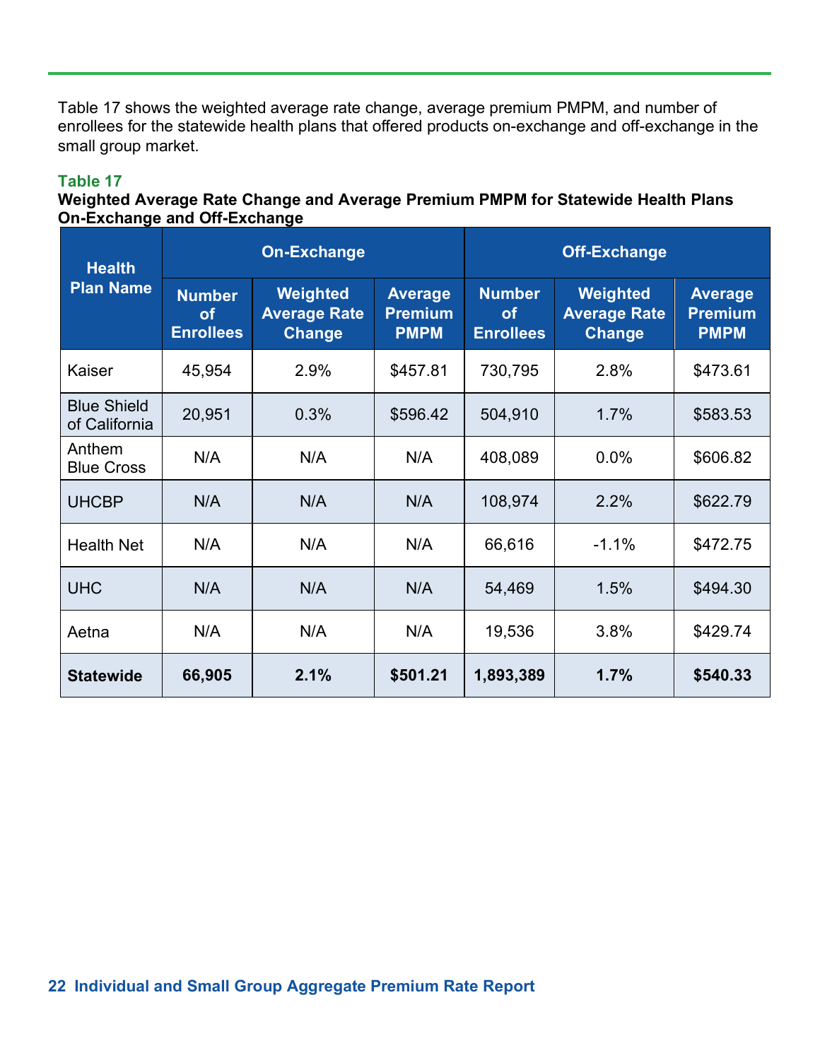Table 17 shows the weighted average rate change, average premium PMPM, and number of enrollees for the statewide health plans that offered products on-exchange and off-exchange in the small group market.

**Table 17**
**Weighted Average Rate Change and Average Premium PMPM for Statewide Health Plans On-Exchange and Off-Exchange**

| Health Plan Name | On-Exchange | | | Off-Exchange | | |
|---|---|---|---|---|---|---|
| | Number of Enrollees | Weighted Average Rate Change | Average Premium PMPM | Number of Enrollees | Weighted Average Rate Change | Average Premium PMPM |
| Kaiser | 45,954 | 2.9% | $457.81 | 730,795 | 2.8% | $473.61 |
| Blue Shield of California | 20,951 | 0.3% | $596.42 | 504,910 | 1.7% | $583.53 |
| Anthem Blue Cross | N/A | N/A | N/A | 408,089 | 0.0% | $606.82 |
| UHCBP | N/A | N/A | N/A | 108,974 | 2.2% | $622.79 |
| Health Net | N/A | N/A | N/A | 66,616 | -1.1% | $472.75 |
| UHC | N/A | N/A | N/A | 54,469 | 1.5% | $494.30 |
| Aetna | N/A | N/A | N/A | 19,536 | 3.8% | $429.74 |
| **Statewide** | **66,905** | **2.1%** | **$501.21** | **1,893,389** | **1.7%** | **$540.33** |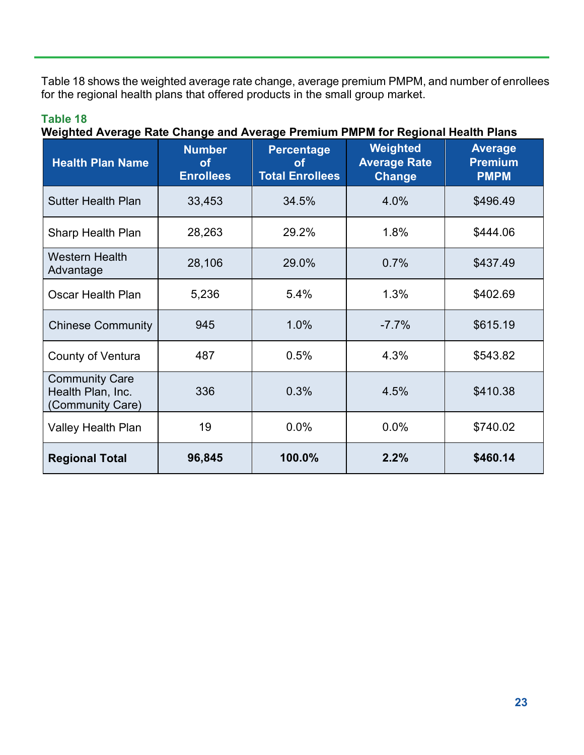Table 18 shows the weighted average rate change, average premium PMPM, and number of enrollees for the regional health plans that offered products in the small group market.

**Table 18**

**Weighted Average Rate Change and Average Premium PMPM for Regional Health Plans**

| Health Plan Name | Number of Enrollees | Percentage of Total Enrollees | Weighted Average Rate Change | Average Premium PMPM |
|---|---|---|---|---|
| Sutter Health Plan | 33,453 | 34.5% | 4.0% | $496.49 |
| Sharp Health Plan | 28,263 | 29.2% | 1.8% | $444.06 |
| Western Health Advantage | 28,106 | 29.0% | 0.7% | $437.49 |
| Oscar Health Plan | 5,236 | 5.4% | 1.3% | $402.69 |
| Chinese Community | 945 | 1.0% | -7.7% | $615.19 |
| County of Ventura | 487 | 0.5% | 4.3% | $543.82 |
| Community Care Health Plan, Inc. (Community Care) | 336 | 0.3% | 4.5% | $410.38 |
| Valley Health Plan | 19 | 0.0% | 0.0% | $740.02 |
| **Regional Total** | **96,845** | **100.0%** | **2.2%** | **$460.14** |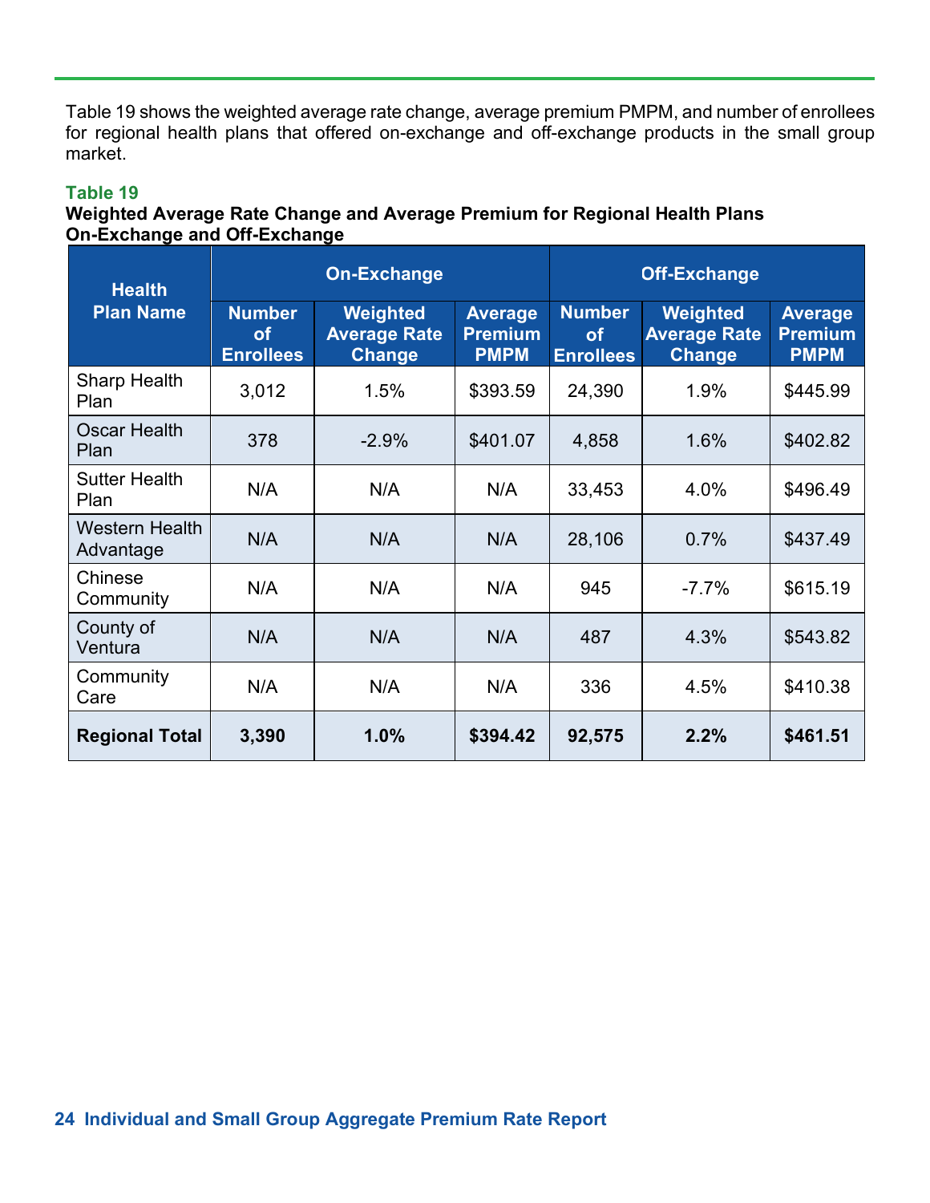Table 19 shows the weighted average rate change, average premium PMPM, and number of enrollees for regional health plans that offered on-exchange and off-exchange products in the small group market.

**Table 19**

**Weighted Average Rate Change and Average Premium for Regional Health Plans On-Exchange and Off-Exchange**

| Health Plan Name | On-Exchange | | | Off-Exchange | | |
|---|---|---|---|---|---|---|
| | Number of Enrollees | Weighted Average Rate Change | Average Premium PMPM | Number of Enrollees | Weighted Average Rate Change | Average Premium PMPM |
| Sharp Health Plan | 3,012 | 1.5% | $393.59 | 24,390 | 1.9% | $445.99 |
| Oscar Health Plan | 378 | -2.9% | $401.07 | 4,858 | 1.6% | $402.82 |
| Sutter Health Plan | N/A | N/A | N/A | 33,453 | 4.0% | $496.49 |
| Western Health Advantage | N/A | N/A | N/A | 28,106 | 0.7% | $437.49 |
| Chinese Community | N/A | N/A | N/A | 945 | -7.7% | $615.19 |
| County of Ventura | N/A | N/A | N/A | 487 | 4.3% | $543.82 |
| Community Care | N/A | N/A | N/A | 336 | 4.5% | $410.38 |
| **Regional Total** | **3,390** | **1.0%** | **$394.42** | **92,575** | **2.2%** | **$461.51** |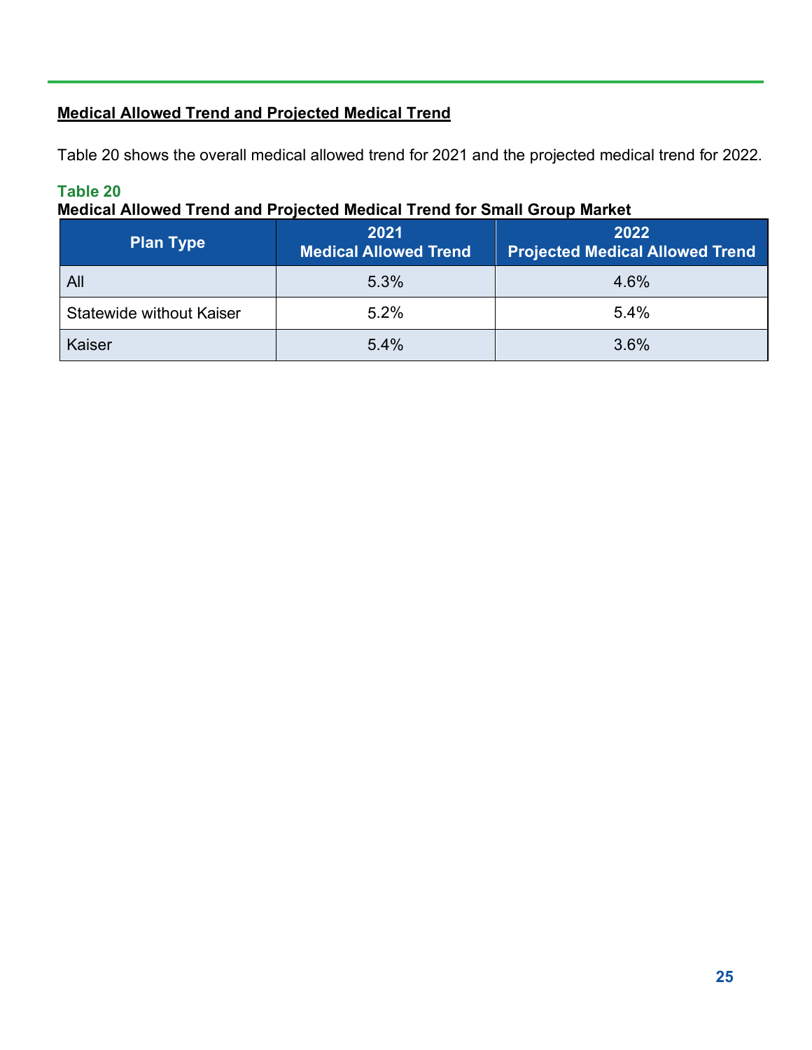## Medical Allowed Trend and Projected Medical Trend

Table 20 shows the overall medical allowed trend for 2021 and the projected medical trend for 2022.

**Table 20**

**Medical Allowed Trend and Projected Medical Trend for Small Group Market**

| Plan Type | 2021 Medical Allowed Trend | 2022 Projected Medical Allowed Trend |
|---|---|---|
| All | 5.3% | 4.6% |
| Statewide without Kaiser | 5.2% | 5.4% |
| Kaiser | 5.4% | 3.6% |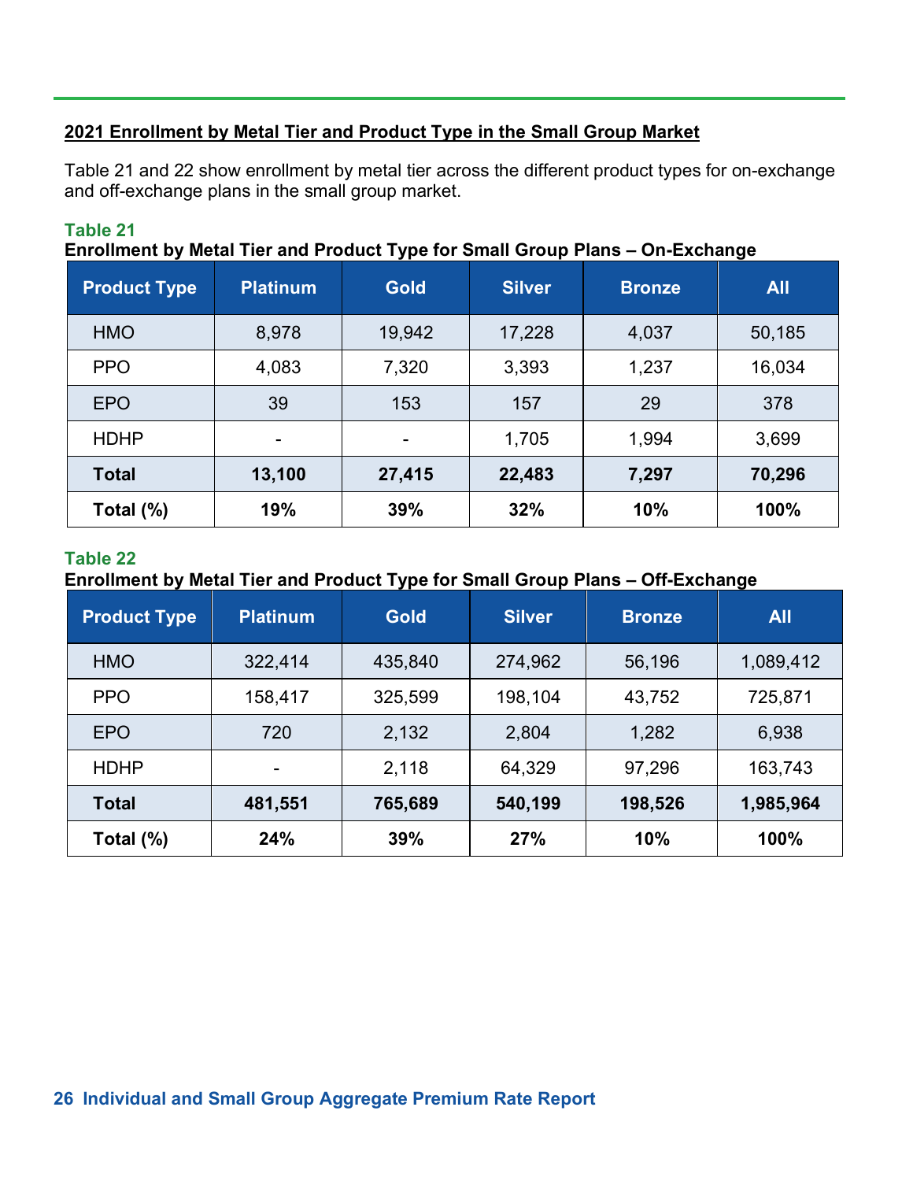## 2021 Enrollment by Metal Tier and Product Type in the Small Group Market

Table 21 and 22 show enrollment by metal tier across the different product types for on-exchange and off-exchange plans in the small group market.

**Table 21**

**Enrollment by Metal Tier and Product Type for Small Group Plans – On-Exchange**

| Product Type | Platinum | Gold | Silver | Bronze | All |
|---|---|---|---|---|---|
| HMO | 8,978 | 19,942 | 17,228 | 4,037 | 50,185 |
| PPO | 4,083 | 7,320 | 3,393 | 1,237 | 16,034 |
| EPO | 39 | 153 | 157 | 29 | 378 |
| HDHP | - | - | 1,705 | 1,994 | 3,699 |
| **Total** | **13,100** | **27,415** | **22,483** | **7,297** | **70,296** |
| **Total (%)** | **19%** | **39%** | **32%** | **10%** | **100%** |

**Table 22**

**Enrollment by Metal Tier and Product Type for Small Group Plans – Off-Exchange**

| Product Type | Platinum | Gold | Silver | Bronze | All |
|---|---|---|---|---|---|
| HMO | 322,414 | 435,840 | 274,962 | 56,196 | 1,089,412 |
| PPO | 158,417 | 325,599 | 198,104 | 43,752 | 725,871 |
| EPO | 720 | 2,132 | 2,804 | 1,282 | 6,938 |
| HDHP | - | 2,118 | 64,329 | 97,296 | 163,743 |
| **Total** | **481,551** | **765,689** | **540,199** | **198,526** | **1,985,964** |
| **Total (%)** | **24%** | **39%** | **27%** | **10%** | **100%** |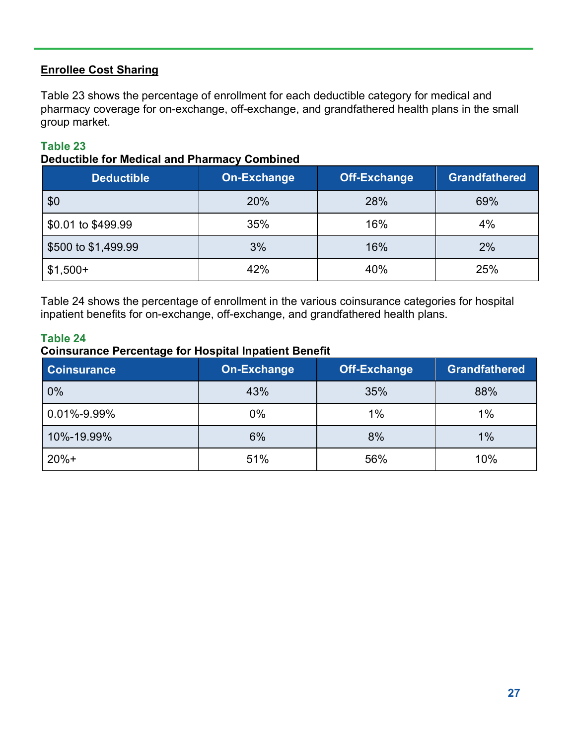## Enrollee Cost Sharing

Table 23 shows the percentage of enrollment for each deductible category for medical and pharmacy coverage for on-exchange, off-exchange, and grandfathered health plans in the small group market.

**Table 23**
**Deductible for Medical and Pharmacy Combined**

| Deductible | On-Exchange | Off-Exchange | Grandfathered |
|---|---|---|---|
| $0 | 20% | 28% | 69% |
| $0.01 to $499.99 | 35% | 16% | 4% |
| $500 to $1,499.99 | 3% | 16% | 2% |
| $1,500+ | 42% | 40% | 25% |

Table 24 shows the percentage of enrollment in the various coinsurance categories for hospital inpatient benefits for on-exchange, off-exchange, and grandfathered health plans.

**Table 24**
**Coinsurance Percentage for Hospital Inpatient Benefit**

| Coinsurance | On-Exchange | Off-Exchange | Grandfathered |
|---|---|---|---|
| 0% | 43% | 35% | 88% |
| 0.01%-9.99% | 0% | 1% | 1% |
| 10%-19.99% | 6% | 8% | 1% |
| 20%+ | 51% | 56% | 10% |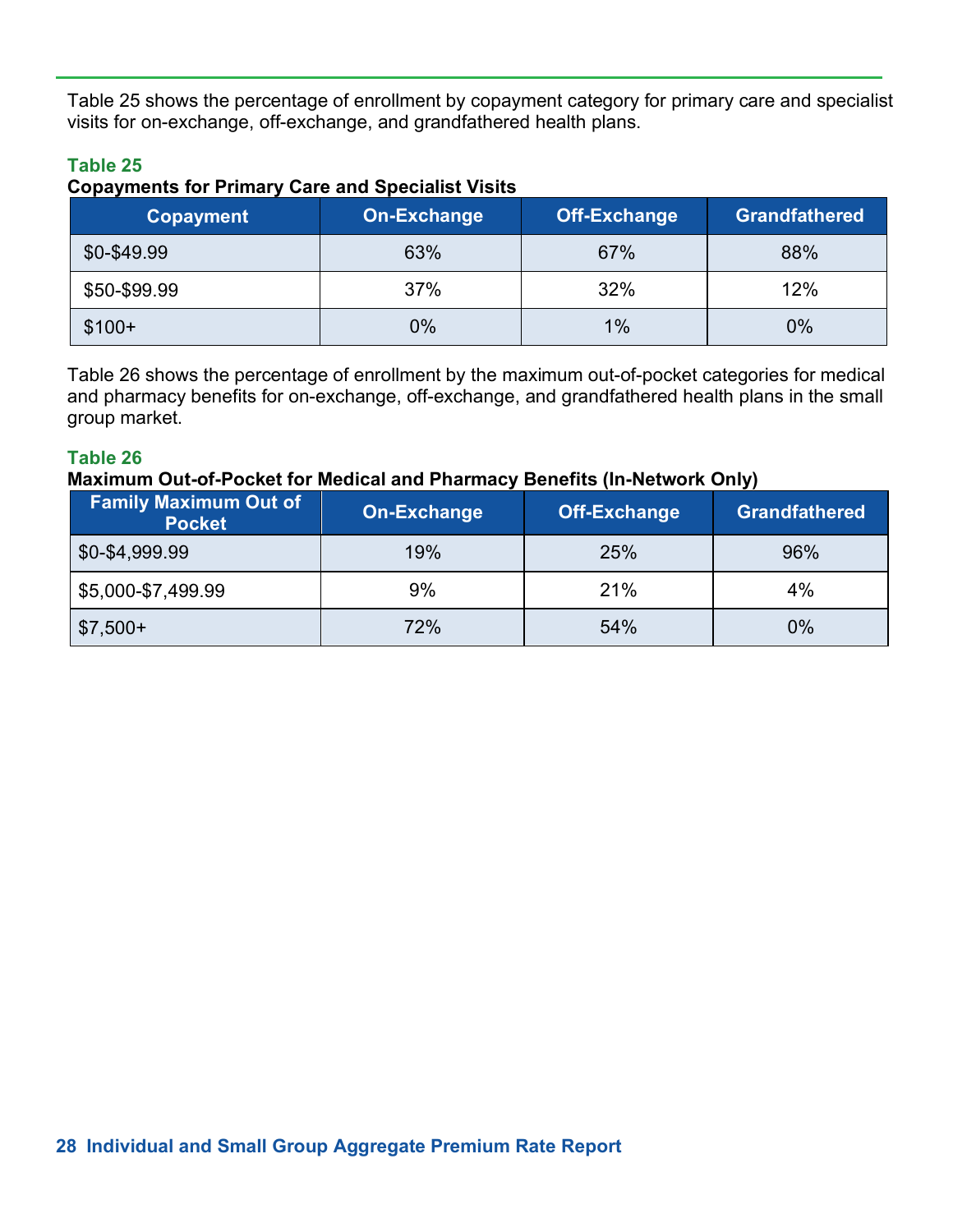Table 25 shows the percentage of enrollment by copayment category for primary care and specialist visits for on-exchange, off-exchange, and grandfathered health plans.

**Table 25**

**Copayments for Primary Care and Specialist Visits**

| Copayment | On-Exchange | Off-Exchange | Grandfathered |
|---|---|---|---|
| $0-$49.99 | 63% | 67% | 88% |
| $50-$99.99 | 37% | 32% | 12% |
| $100+ | 0% | 1% | 0% |

Table 26 shows the percentage of enrollment by the maximum out-of-pocket categories for medical and pharmacy benefits for on-exchange, off-exchange, and grandfathered health plans in the small group market.

**Table 26**

**Maximum Out-of-Pocket for Medical and Pharmacy Benefits (In-Network Only)**

| Family Maximum Out of Pocket | On-Exchange | Off-Exchange | Grandfathered |
|---|---|---|---|
| $0-$4,999.99 | 19% | 25% | 96% |
| $5,000-$7,499.99 | 9% | 21% | 4% |
| $7,500+ | 72% | 54% | 0% |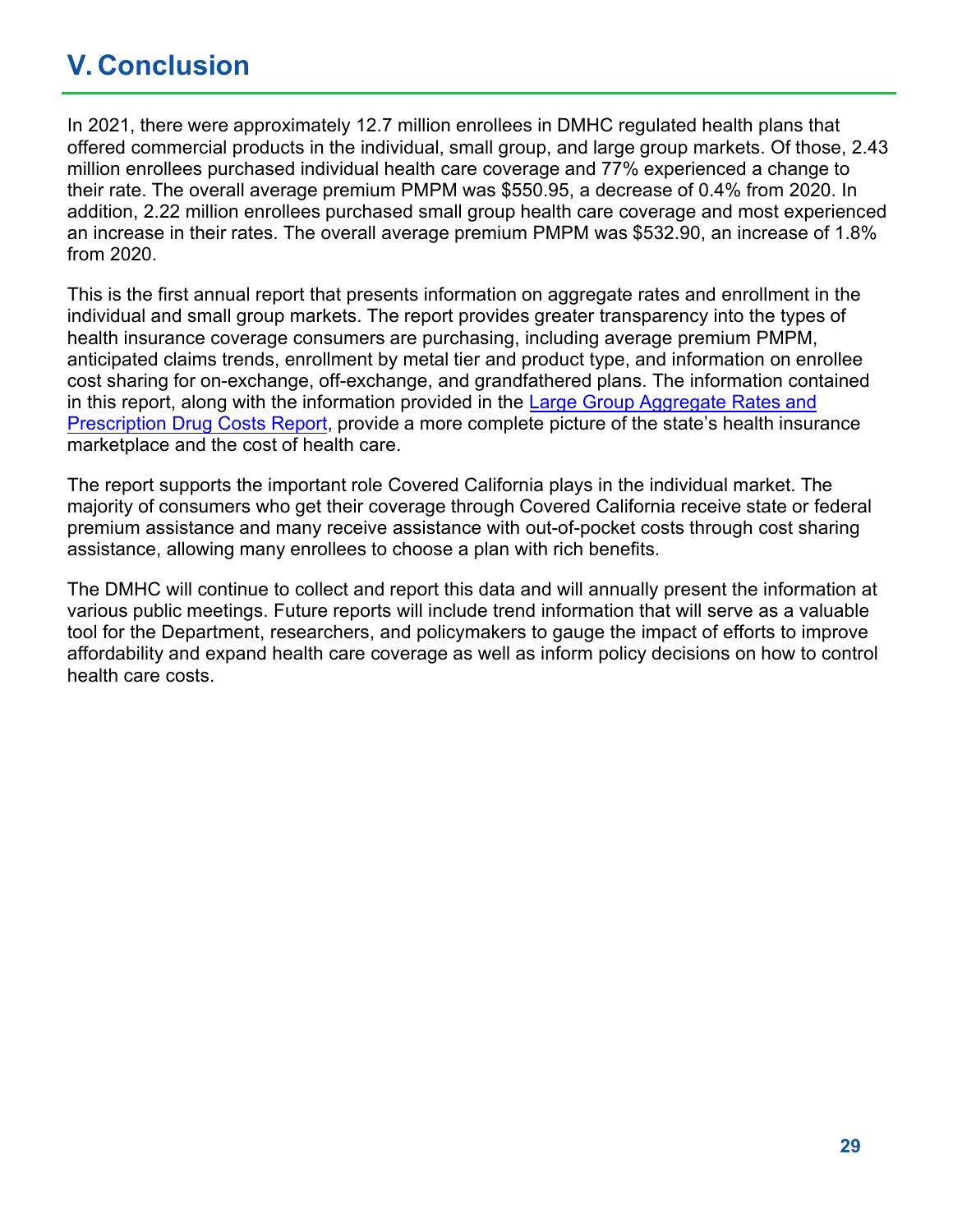# V. Conclusion

In 2021, there were approximately 12.7 million enrollees in DMHC regulated health plans that offered commercial products in the individual, small group, and large group markets. Of those, 2.43 million enrollees purchased individual health care coverage and 77% experienced a change to their rate. The overall average premium PMPM was $550.95, a decrease of 0.4% from 2020. In addition, 2.22 million enrollees purchased small group health care coverage and most experienced an increase in their rates. The overall average premium PMPM was $532.90, an increase of 1.8% from 2020.

This is the first annual report that presents information on aggregate rates and enrollment in the individual and small group markets. The report provides greater transparency into the types of health insurance coverage consumers are purchasing, including average premium PMPM, anticipated claims trends, enrollment by metal tier and product type, and information on enrollee cost sharing for on-exchange, off-exchange, and grandfathered plans. The information contained in this report, along with the information provided in the Large Group Aggregate Rates and Prescription Drug Costs Report, provide a more complete picture of the state's health insurance marketplace and the cost of health care.

The report supports the important role Covered California plays in the individual market. The majority of consumers who get their coverage through Covered California receive state or federal premium assistance and many receive assistance with out-of-pocket costs through cost sharing assistance, allowing many enrollees to choose a plan with rich benefits.

The DMHC will continue to collect and report this data and will annually present the information at various public meetings. Future reports will include trend information that will serve as a valuable tool for the Department, researchers, and policymakers to gauge the impact of efforts to improve affordability and expand health care coverage as well as inform policy decisions on how to control health care costs.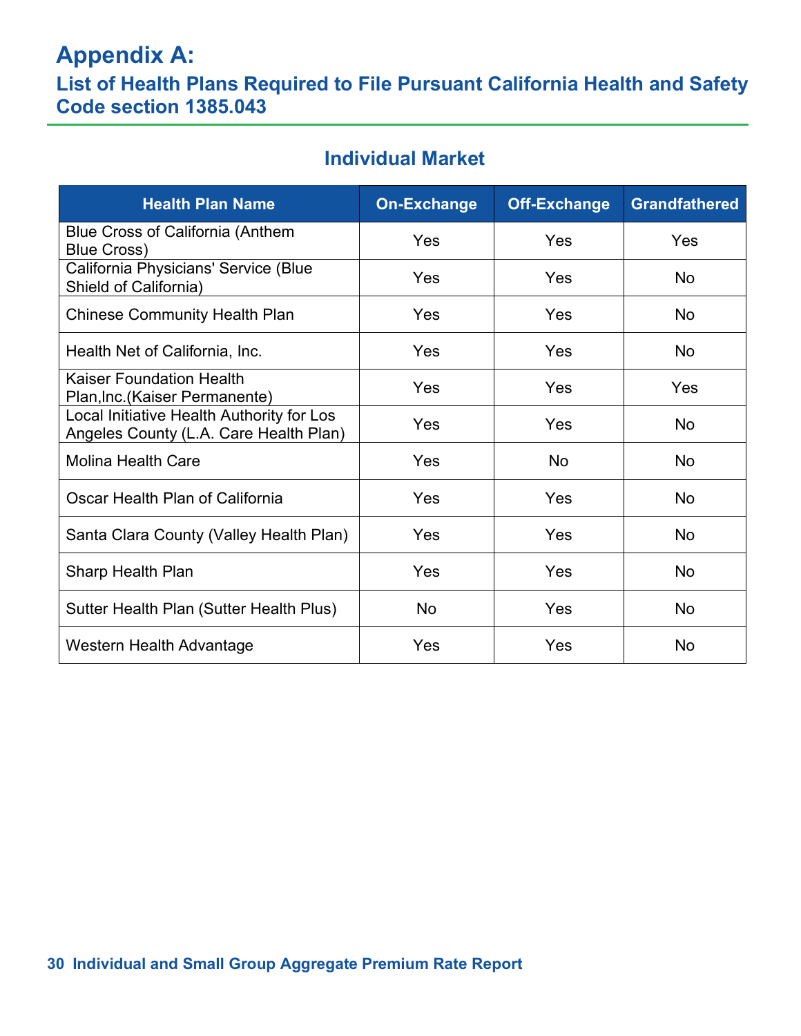# Appendix A:

## List of Health Plans Required to File Pursuant California Health and Safety Code section 1385.043

### Individual Market

| Health Plan Name | On-Exchange | Off-Exchange | Grandfathered |
|---|---|---|---|
| Blue Cross of California (Anthem Blue Cross) | Yes | Yes | Yes |
| California Physicians' Service (Blue Shield of California) | Yes | Yes | No |
| Chinese Community Health Plan | Yes | Yes | No |
| Health Net of California, Inc. | Yes | Yes | No |
| Kaiser Foundation Health Plan,Inc.(Kaiser Permanente) | Yes | Yes | Yes |
| Local Initiative Health Authority for Los Angeles County (L.A. Care Health Plan) | Yes | Yes | No |
| Molina Health Care | Yes | No | No |
| Oscar Health Plan of California | Yes | Yes | No |
| Santa Clara County (Valley Health Plan) | Yes | Yes | No |
| Sharp Health Plan | Yes | Yes | No |
| Sutter Health Plan (Sutter Health Plus) | No | Yes | No |
| Western Health Advantage | Yes | Yes | No |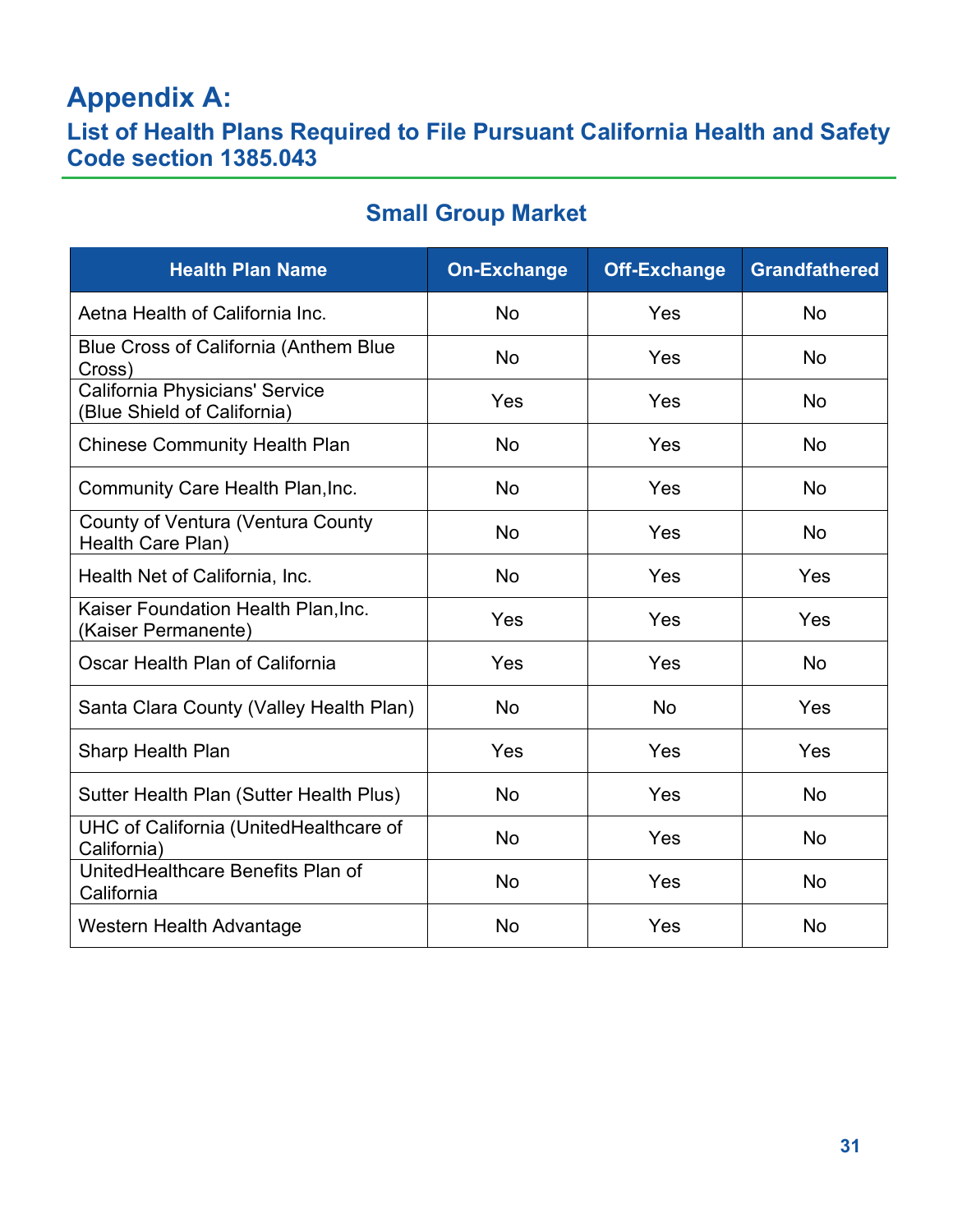# Appendix A:

## List of Health Plans Required to File Pursuant California Health and Safety Code section 1385.043

### Small Group Market

| Health Plan Name | On-Exchange | Off-Exchange | Grandfathered |
|---|---|---|---|
| Aetna Health of California Inc. | No | Yes | No |
| Blue Cross of California (Anthem Blue Cross) | No | Yes | No |
| California Physicians' Service (Blue Shield of California) | Yes | Yes | No |
| Chinese Community Health Plan | No | Yes | No |
| Community Care Health Plan,Inc. | No | Yes | No |
| County of Ventura (Ventura County Health Care Plan) | No | Yes | No |
| Health Net of California, Inc. | No | Yes | Yes |
| Kaiser Foundation Health Plan,Inc. (Kaiser Permanente) | Yes | Yes | Yes |
| Oscar Health Plan of California | Yes | Yes | No |
| Santa Clara County (Valley Health Plan) | No | No | Yes |
| Sharp Health Plan | Yes | Yes | Yes |
| Sutter Health Plan (Sutter Health Plus) | No | Yes | No |
| UHC of California (UnitedHealthcare of California) | No | Yes | No |
| UnitedHealthcare Benefits Plan of California | No | Yes | No |
| Western Health Advantage | No | Yes | No |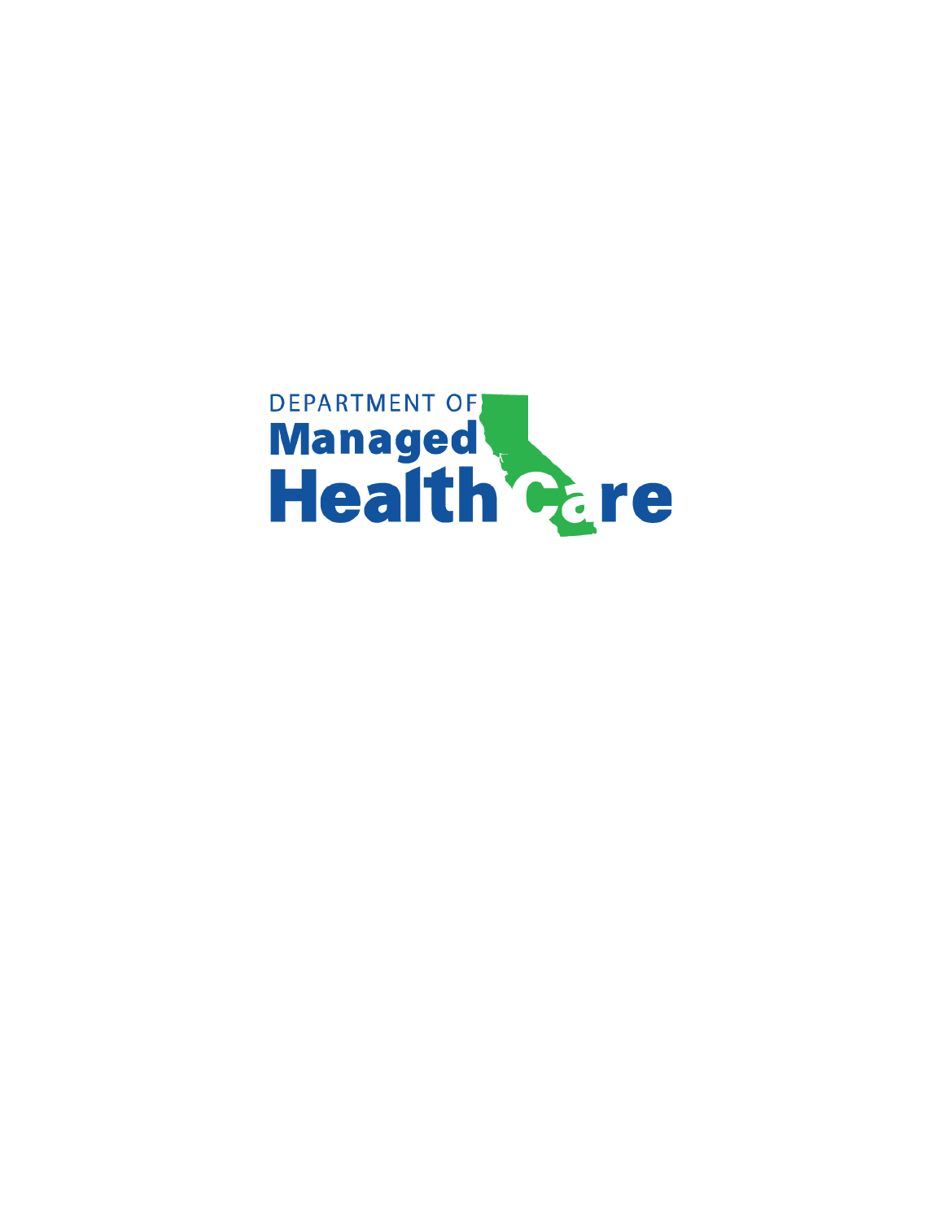DEPARTMENT OF

Managed

Health Care